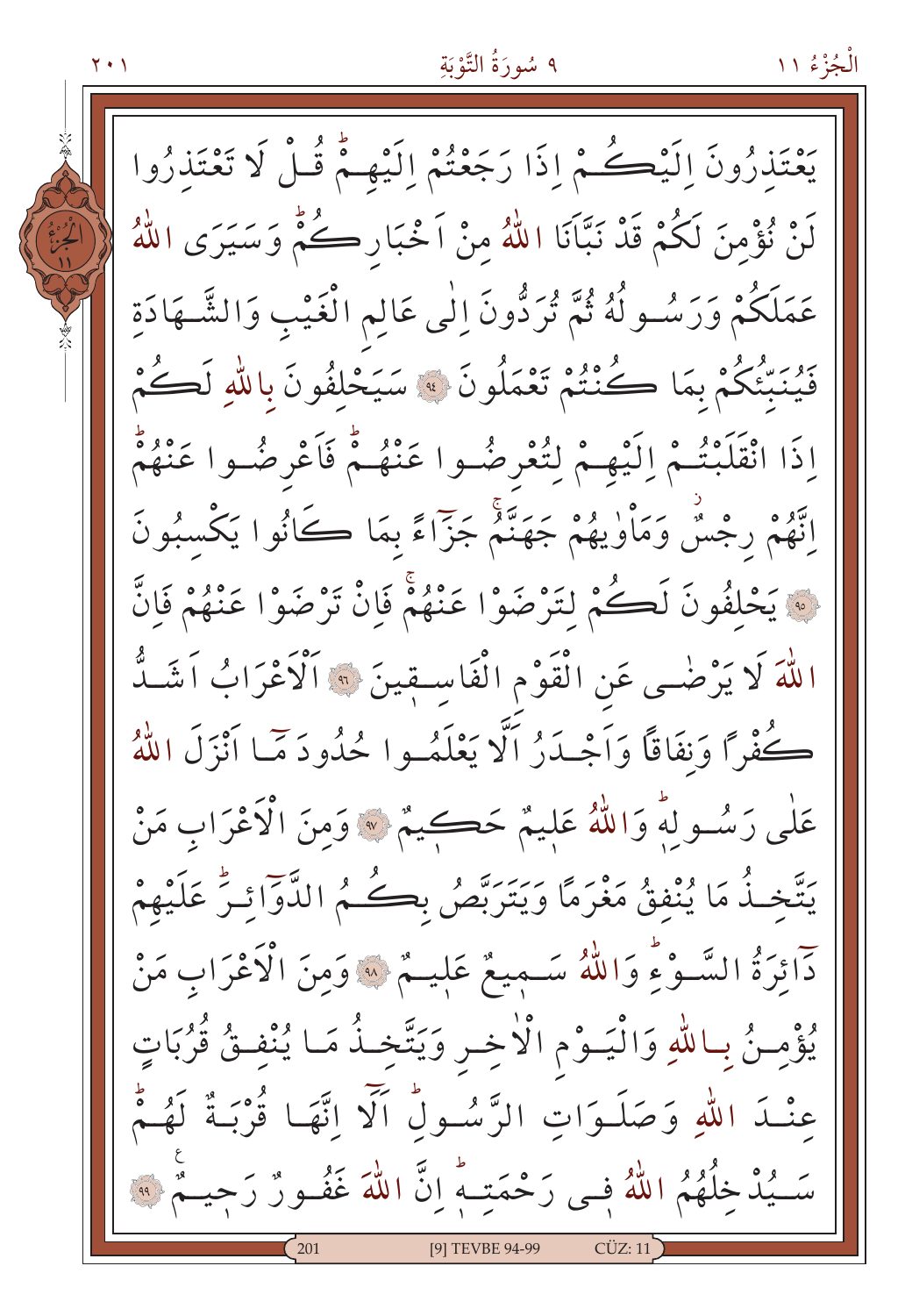يَعْتَذِرُونَ اِلَيْكُمْ اِذَا رَجَعْتُمْ اِلَيْهِمْۜ قُلْ لَا تَعْتَذِرُوا لَنْ نُؤْمِنَ لَكُمْ قَدْ نَبَّاَنَا اللّٰهُ مِنْ اَخْبَارِكُمْۜ وَسَيَرَى اللّٰهُ عَمَلَكُمْ وَرَسُولُهُ ثُمَّ تُرَدُّونَ اِلٰى عَالِمِ الْغَيْبِ وَالشَّهَادَةِ فَيُنَبِّئُكُمْ بِمَا كُنْتُمْ تَعْمَلُونَ ﴿٩٤﴾ سَيَحْلِفُونَ بِاللّٰهِ لَكُمْ اِذَا انْقَلَبْتُمْ اِلَيْهِمْ لِتُعْرِضُوا عَنْهُمْۜ فَاَعْرِضُوا عَنْهُمْۜ اِنَّهُمْ رِجْسٌۡ وَمَاْوٰيهُمْ جَهَنَّمُۚ جَزَٓاءً بِمَا كَانُوا يَكْسِبُونَ ﴿٩٥﴾ يَحْلِفُونَ لَكُمْ لِتَرْضَوْا عَنْهُمْۚ فَاِنْ تَرْضَوْا عَنْهُمْ فَاِنَّ اللّٰهَ لَا يَرْضٰى عَنِ الْقَوْمِ الْفَاسِقِينَ ﴿٩٦﴾ اَلْاَعْرَابُ اَشَدُّ كُفْرًا وَنِفَاقًا وَاَجْدَرُ اَلَّا يَعْلَمُوا حُدُودَ مَٓا اَنْزَلَ اللّٰهُ عَلٰى رَسُولِهِۜ وَاللّٰهُ عَلِيمٌ حَكِيمٌ ﴿٩٧﴾ وَمِنَ الْاَعْرَابِ مَنْ يَتَّخِذُ مَا يُنْفِقُ مَغْرَمًا وَيَتَرَبَّصُ بِكُمُ الدَّوَٓائِرَۜ عَلَيْهِمْ دَٓائِرَةُ السَّوْءِۜ وَاللّٰهُ سَمِيعٌ عَلِيمٌ ﴿٩٨﴾ وَمِنَ الْاَعْرَابِ مَنْ يُؤْمِنُ بِاللّٰهِ وَالْيَوْمِ الْاٰخِرِ وَيَتَّخِذُ مَا يُنْفِقُ قُرُبَاتٍ عِنْدَ اللّٰهِ وَصَلَوَاتِ الرَّسُولِۜ اَلَٓا اِنَّهَا قُرْبَةٌ لَهُمْۜ سَيُدْخِلُهُمُ اللّٰهُ فٖى رَحْمَتِهِۜ اِنَّ اللّٰهَ غَفُورٌ رَحِيمٌ ﴿٩٩﴾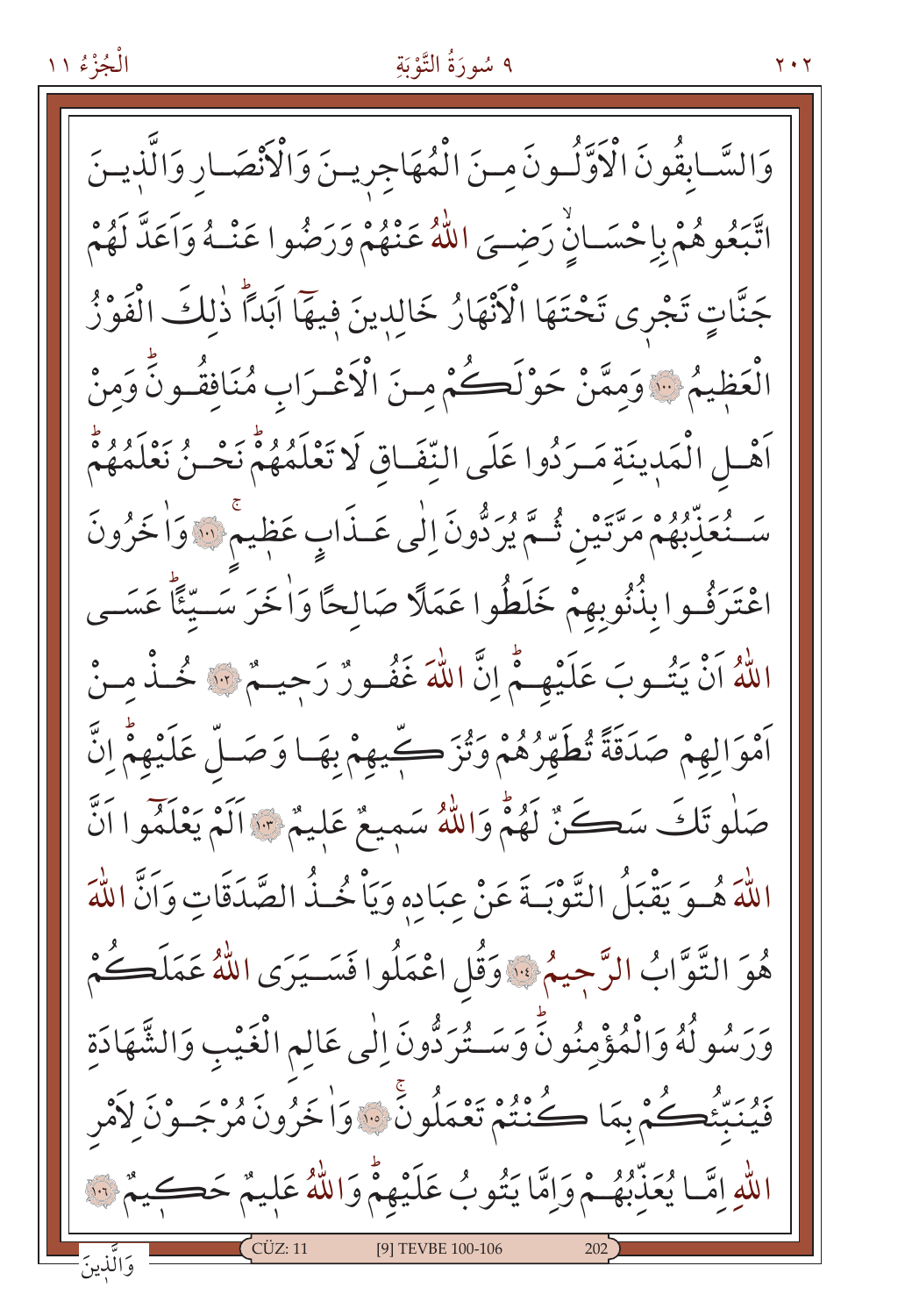وَالسَّابِقُونَ الْاَوَّلُونَ مِنَ الْمُهَاجِرِينَ وَالْاَنْصَارِ وَالَّذِينَ اتَّبَعُوهُمْ بِاِحْسَانٍۙ رَضِيَ اللّٰهُ عَنْهُمْ وَرَضُوا عَنْهُ وَاَعَدَّ لَهُمْ جَنَّاتٍ تَجْرِي تَحْتَهَا الْاَنْهَارُ خَالِدِينَ فِيهَٓا اَبَداًۜ ذٰلِكَ الْفَوْزُ الْعَظِيمُ ﴿١٠٠﴾ وَمِمَّنْ حَوْلَكُمْ مِنَ الْاَعْرَابِ مُنَافِقُونَۜ وَمِنْ اَهْلِ الْمَدِينَةِ مَرَدُوا عَلَى النِّفَاقِ لَا تَعْلَمُهُمْۜ نَحْنُ نَعْلَمُهُمْۜ سَنُعَذِّبُهُمْ مَرَّتَيْنِ ثُمَّ يُرَدُّونَ اِلٰى عَذَابٍ عَظِيمٍۚ ﴿١٠١﴾ وَاٰخَرُونَ اعْتَرَفُوا بِذُنُوبِهِمْ خَلَطُوا عَمَلاً صَالِحاً وَاٰخَرَ سَيِّئاًۜ عَسَى اللّٰهُ اَنْ يَتُوبَ عَلَيْهِمْۜ اِنَّ اللّٰهَ غَفُورٌ رَحِيمٌ ﴿١٠٢﴾ خُذْ مِنْ اَمْوَالِهِمْ صَدَقَةً تُطَهِّرُهُمْ وَتُزَكِّيهِمْ بِهَا وَصَلِّ عَلَيْهِمْۜ اِنَّ صَلٰوتَكَ سَكَنٌ لَهُمْۜ وَاللّٰهُ سَمِيعٌ عَلِيمٌ ﴿١٠٣﴾ اَلَمْ يَعْلَمُٓوا اَنَّ اللّٰهَ هُوَ يَقْبَلُ التَّوْبَةَ عَنْ عِبَادِهِ وَيَاْخُذُ الصَّدَقَاتِ وَاَنَّ اللّٰهَ هُوَ التَّوَّابُ الرَّحِيمُ ﴿١٠٤﴾ وَقُلِ اعْمَلُوا فَسَيَرَى اللّٰهُ عَمَلَكُمْ وَرَسُولُهُ وَالْمُؤْمِنُونَۜ وَسَتُرَدُّونَ اِلٰى عَالِمِ الْغَيْبِ وَالشَّهَادَةِ فَيُنَبِّئُكُمْ بِمَا كُنْتُمْ تَعْمَلُونَۚ ﴿١٠٥﴾ وَاٰخَرُونَ مُرْجَوْنَ لِاَمْرِ اللّٰهِ اِمَّا يُعَذِّبُهُمْ وَاِمَّا يَتُوبُ عَلَيْهِمْۜ وَاللّٰهُ عَلِيمٌ حَكِيمٌ ﴿١٠٦﴾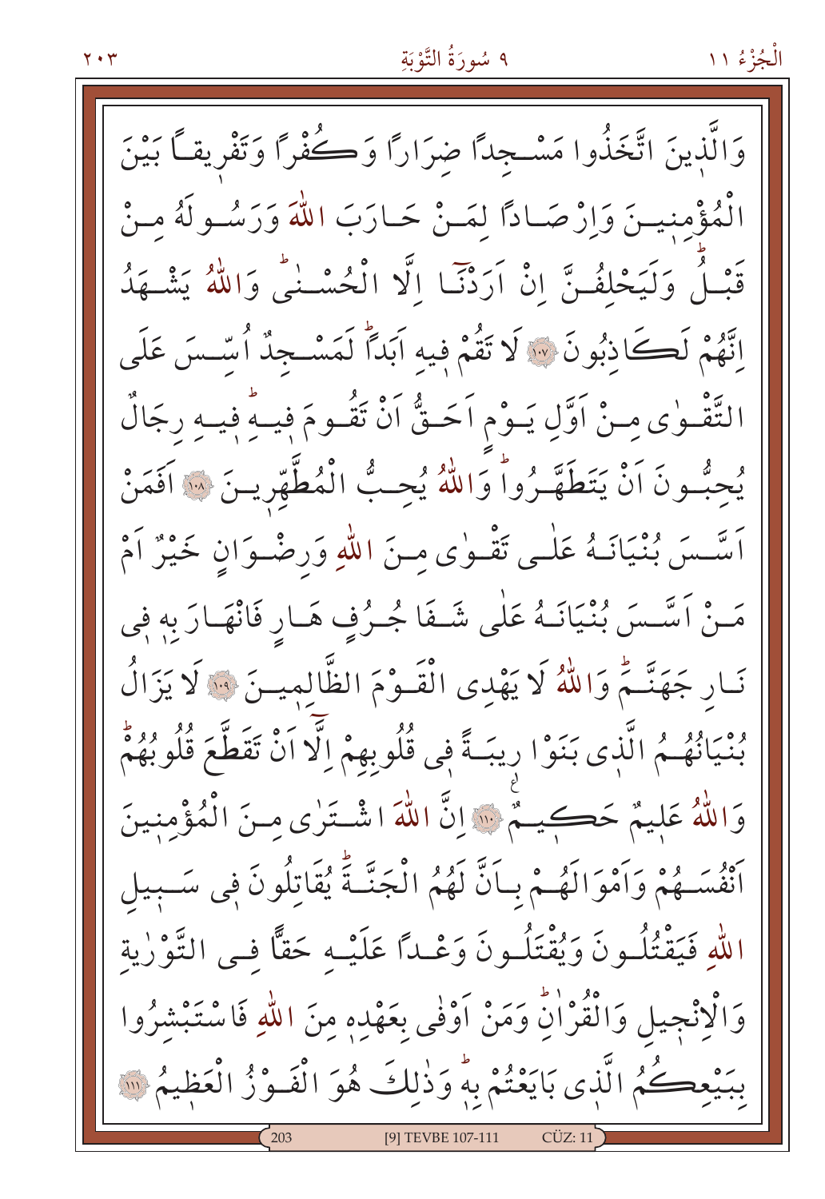وَالَّذِينَ اتَّخَذُوا مَسْجِدًا ضِرَارًا وَكُفْرًا وَتَفْرِيقًا بَيْنَ الْمُؤْمِنِينَ وَإِرْصَادًا لِمَنْ حَارَبَ اللّٰهَ وَرَسُولَهُ مِنْ قَبْلُ وَلَيَحْلِفُنَّ اِنْ اَرَدْنَا اِلَّا الْحُسْنٰى وَاللّٰهُ يَشْهَدُ اِنَّهُمْ لَكَاذِبُونَ ﴿١٠٧﴾ لَا تَقُمْ فِيهِ اَبَدًا لَمَسْجِدٌ اُسِّسَ عَلَى التَّقْوٰى مِنْ اَوَّلِ يَوْمٍ اَحَقُّ اَنْ تَقُومَ فِيهِ فِيهِ رِجَالٌ يُحِبُّونَ اَنْ يَتَطَهَّرُوا وَاللّٰهُ يُحِبُّ الْمُطَّهِّرِينَ ﴿١٠٨﴾ اَفَمَنْ اَسَّسَ بُنْيَانَهُ عَلٰى تَقْوٰى مِنَ اللّٰهِ وَرِضْوَانٍ خَيْرٌ اَمْ مَنْ اَسَّسَ بُنْيَانَهُ عَلٰى شَفَا جُرُفٍ هَارٍ فَانْهَارَ بِهِ فِى نَارِ جَهَنَّمَ وَاللّٰهُ لَا يَهْدِى الْقَوْمَ الظَّالِمِينَ ﴿١٠٩﴾ لَا يَزَالُ بُنْيَانُهُمُ الَّذِى بَنَوْا رِيبَةً فِى قُلُوبِهِمْ اِلَّا اَنْ تَقَطَّعَ قُلُوبُهُمْ وَاللّٰهُ عَلِيمٌ حَكِيمٌ ﴿١١٠﴾ اِنَّ اللّٰهَ اشْتَرٰى مِنَ الْمُؤْمِنِينَ اَنْفُسَهُمْ وَاَمْوَالَهُمْ بِاَنَّ لَهُمُ الْجَنَّةَ يُقَاتِلُونَ فِى سَبِيلِ اللّٰهِ فَيَقْتُلُونَ وَيُقْتَلُونَ وَعْدًا عَلَيْهِ حَقًّا فِى التَّوْرٰيةِ وَالْاِنْجِيلِ وَالْقُرْاٰنِ وَمَنْ اَوْفٰى بِعَهْدِهِ مِنَ اللّٰهِ فَاسْتَبْشِرُوا بِبَيْعِكُمُ الَّذِى بَايَعْتُمْ بِهِ وَذٰلِكَ هُوَ الْفَوْزُ الْعَظِيمُ ﴿١١١﴾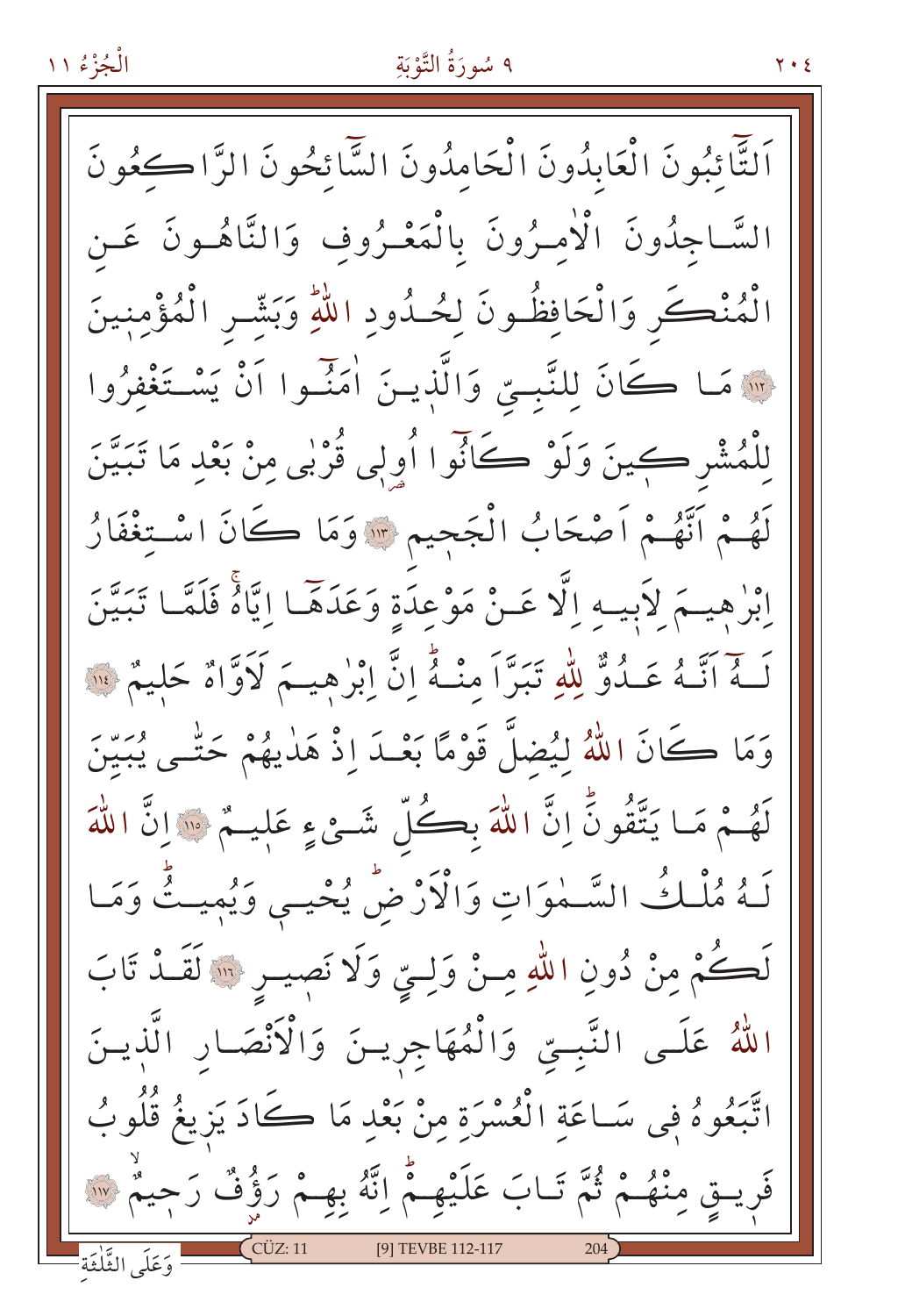اَلتَّٓائِبُونَ الْعَابِدُونَ الْحَامِدُونَ السَّٓائِحُونَ الرَّاكِعُونَ السَّاجِدُونَ الْاٰمِرُونَ بِالْمَعْرُوفِ وَالنَّاهُونَ عَنِ الْمُنْكَرِ وَالْحَافِظُونَ لِحُدُودِ اللّٰهِۜ وَبَشِّرِ الْمُؤْمِنِينَ ﴿١١٢﴾ مَا كَانَ لِلنَّبِيِّ وَالَّذِينَ اٰمَنُٓوا اَنْ يَسْتَغْفِرُوا لِلْمُشْرِكِينَ وَلَوْ كَانُٓوا اُو۫لٖى قُرْبٰى مِنْ بَعْدِ مَا تَبَيَّنَ لَهُمْ اَنَّهُمْ اَصْحَابُ الْجَحٖيمِ ﴿١١٣﴾ وَمَا كَانَ اسْتِغْفَارُ اِبْرٰهٖيمَ لِاَبٖيهِ اِلَّا عَنْ مَوْعِدَةٍ وَعَدَهَٓا اِيَّاهُۚ فَلَمَّا تَبَيَّنَ لَهُٓ اَنَّهُ عَدُوٌّ لِلّٰهِ تَبَرَّاَ مِنْهُۜ اِنَّ اِبْرٰهٖيمَ لَاَوَّاهٌ حَلٖيمٌ ﴿١١٤﴾ وَمَا كَانَ اللّٰهُ لِيُضِلَّ قَوْمًا بَعْدَ اِذْ هَدٰيهُمْ حَتّٰى يُبَيِّنَ لَهُمْ مَا يَتَّقُونَۜ اِنَّ اللّٰهَ بِكُلِّ شَيْءٍ عَلٖيمٌ ﴿١١٥﴾ اِنَّ اللّٰهَ لَهُ مُلْكُ السَّمٰوَاتِ وَالْاَرْضِۜ يُحْيٖ وَيُمٖيتُۜ وَمَا لَكُمْ مِنْ دُونِ اللّٰهِ مِنْ وَلِيٍّ وَلَا نَصٖيرٍ ﴿١١٦﴾ لَقَدْ تَابَ اللّٰهُ عَلَى النَّبِيِّ وَالْمُهَاجِرٖينَ وَالْاَنْصَارِ الَّذٖينَ اتَّبَعُوهُ فٖي سَاعَةِ الْعُسْرَةِ مِنْ بَعْدِ مَا كَادَ يَزٖيغُ قُلُوبُ فَرٖيقٍ مِنْهُمْ ثُمَّ تَابَ عَلَيْهِمْۜ اِنَّهُ بِهِمْ رَؤُ۫فٌ رَحٖيمٌ ﴿١١٧﴾

وَعَلَى الثَّلٰثَةِ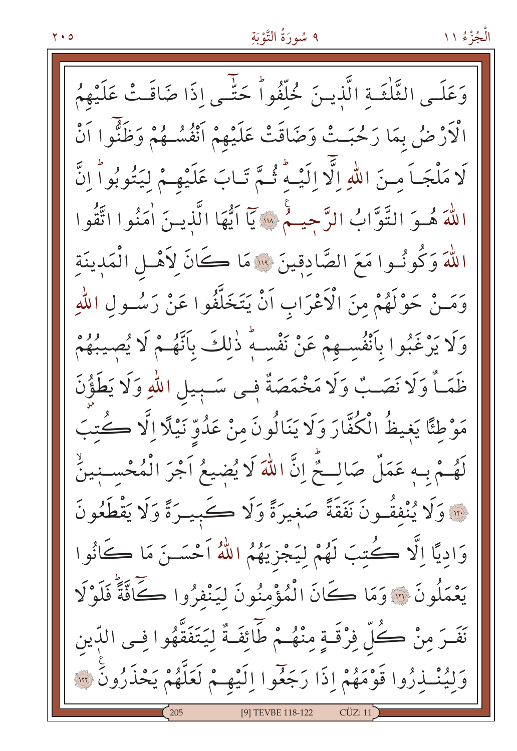وَعَلَى الثَّلٰثَةِ الَّذٖينَ خُلِّفُواۜ حَتّٰٓى اِذَا ضَاقَتْ عَلَيْهِمُ الْاَرْضُ بِمَا رَحُبَتْ وَضَاقَتْ عَلَيْهِمْ اَنْفُسُهُمْ وَظَنُّٓوا اَنْ لَا مَلْجَاَ مِنَ اللّٰهِ اِلَّٓا اِلَيْهِۜ ثُمَّ تَابَ عَلَيْهِمْ لِيَتُوبُواۜ اِنَّ اللّٰهَ هُوَ التَّوَّابُ الرَّحٖيمُ ﴿١١٨﴾ يَٓا اَيُّهَا الَّذٖينَ اٰمَنُوا اتَّقُوا اللّٰهَ وَكُونُوا مَعَ الصَّادِقٖينَ ﴿١١٩﴾ مَا كَانَ لِاَهْلِ الْمَدٖينَةِ وَمَنْ حَوْلَهُمْ مِنَ الْاَعْرَابِ اَنْ يَتَخَلَّفُوا عَنْ رَسُولِ اللّٰهِ وَلَا يَرْغَبُوا بِاَنْفُسِهِمْ عَنْ نَفْسِهٖۜ ذٰلِكَ بِاَنَّهُمْ لَا يُصٖيبُهُمْ ظَمَاٌ وَلَا نَصَبٌ وَلَا مَخْمَصَةٌ فٖى سَبٖيلِ اللّٰهِ وَلَا يَطَؤُ۫نَ مَوْطِئًا يَغٖيظُ الْكُفَّارَ وَلَا يَنَالُونَ مِنْ عَدُوٍّ نَيْلًا اِلَّا كُتِبَ لَهُمْ بِهٖ عَمَلٌ صَالِحٌۜ اِنَّ اللّٰهَ لَا يُضٖيعُ اَجْرَ الْمُحْسِنٖينَۙ ﴿١٢٠﴾ وَلَا يُنْفِقُونَ نَفَقَةً صَغٖيرَةً وَلَا كَبٖيرَةً وَلَا يَقْطَعُونَ وَادِيًا اِلَّا كُتِبَ لَهُمْ لِيَجْزِيَهُمُ اللّٰهُ اَحْسَنَ مَا كَانُوا يَعْمَلُونَ ﴿١٢١﴾ وَمَا كَانَ الْمُؤْمِنُونَ لِيَنْفِرُوا كَٓافَّةًۜ فَلَوْلَا نَفَرَ مِنْ كُلِّ فِرْقَةٍ مِنْهُمْ طَٓائِفَةٌ لِيَتَفَقَّهُوا فِى الدّٖينِ وَلِيُنْذِرُوا قَوْمَهُمْ اِذَا رَجَعُٓوا اِلَيْهِمْ لَعَلَّهُمْ يَحْذَرُونَ ﴿١٢٢﴾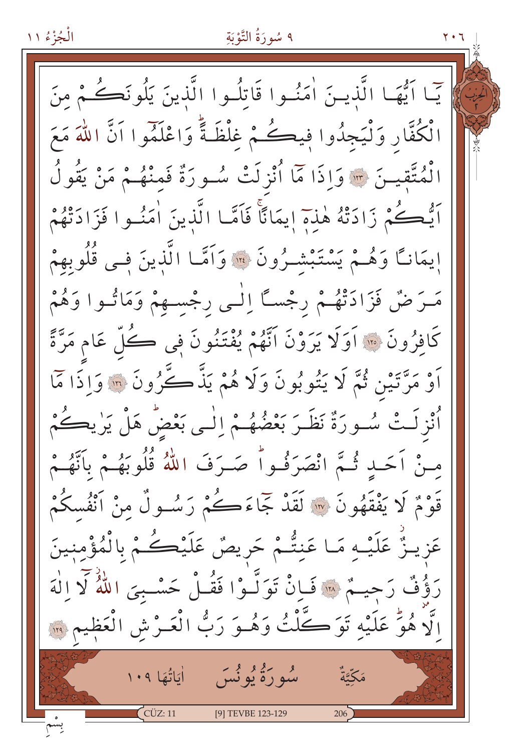يَٓا اَيُّهَا الَّذٖينَ اٰمَنُوا قَاتِلُوا الَّذٖينَ يَلُونَكُمْ مِنَ الْكُفَّارِ وَلْيَجِدُوا فٖيكُمْ غِلْظَةًؕ وَاعْلَمُٓوا اَنَّ اللّٰهَ مَعَ الْمُتَّقٖينَ ﴿١٢٣﴾ وَاِذَا مَٓا اُنْزِلَتْ سُورَةٌ فَمِنْهُمْ مَنْ يَقُولُ اَيُّكُمْ زَادَتْهُ هٰذِهٖٓ اٖيمَانًاۚ فَاَمَّا الَّذٖينَ اٰمَنُوا فَزَادَتْهُمْ اٖيمَانًا وَهُمْ يَسْتَبْشِرُونَ ﴿١٢٤﴾ وَاَمَّا الَّذٖينَ فٖى قُلُوبِهِمْ مَرَضٌ فَزَادَتْهُمْ رِجْسًا اِلٰى رِجْسِهِمْ وَمَاتُوا وَهُمْ كَافِرُونَ ﴿١٢٥﴾ اَوَلَا يَرَوْنَ اَنَّهُمْ يُفْتَنُونَ فٖى كُلِّ عَامٍ مَرَّةً اَوْ مَرَّتَيْنِ ثُمَّ لَا يَتُوبُونَ وَلَا هُمْ يَذَّكَّرُونَ ﴿١٢٦﴾ وَاِذَا مَٓا اُنْزِلَتْ سُورَةٌ نَظَرَ بَعْضُهُمْ اِلٰى بَعْضٍؕ هَلْ يَرٰيكُمْ مِنْ اَحَدٍ ثُمَّ انْصَرَفُواؕ صَرَفَ اللّٰهُ قُلُوبَهُمْ بِاَنَّهُمْ قَوْمٌ لَا يَفْقَهُونَ ﴿١٢٧﴾ لَقَدْ جَٓاءَكُمْ رَسُولٌ مِنْ اَنْفُسِكُمْ عَزٖيزٌ عَلَيْهِ مَا عَنِتُّمْ حَرٖيصٌ عَلَيْكُمْ بِالْمُؤْمِنٖينَ رَؤُفٌ رَحٖيمٌ ﴿١٢٨﴾ فَاِنْ تَوَلَّوْا فَقُلْ حَسْبِىَ اللّٰهُ لَٓا اِلٰهَ اِلَّا هُوَؕ عَلَيْهِ تَوَكَّلْتُ وَهُوَ رَبُّ الْعَرْشِ الْعَظٖيمِ ﴿١٢٩﴾

## سُورَةُ يُونُسَ

مَكِّيَّةٌ — اٰيَاتُهَا ١٠٩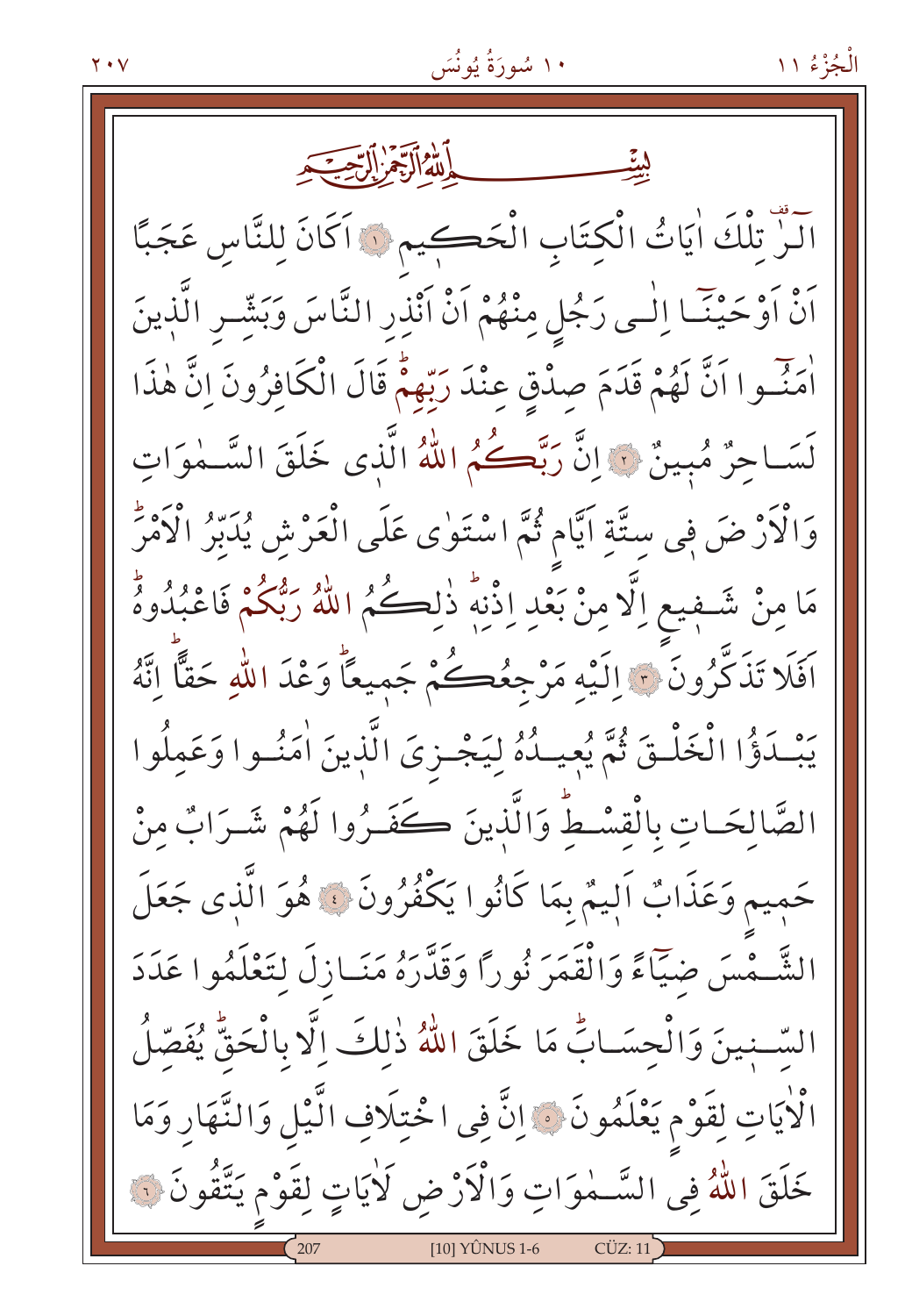بِسْمِ اللّٰهِ الرَّحْمٰنِ الرَّح۪يمِ

الٓرٰ تِلْكَ اٰيَاتُ الْكِتَابِ الْحَك۪يمِ ﴿١﴾ اَكَانَ لِلنَّاسِ عَجَبًا اَنْ اَوْحَيْنَٓا اِلٰى رَجُلٍ مِنْهُمْ اَنْ اَنْذِرِ النَّاسَ وَبَشِّرِ الَّذ۪ينَ اٰمَنُٓوا اَنَّ لَهُمْ قَدَمَ صِدْقٍ عِنْدَ رَبِّهِمْۜ قَالَ الْكَافِرُونَ اِنَّ هٰذَا لَسَاحِرٌ مُب۪ينٌ ﴿٢﴾ اِنَّ رَبَّكُمُ اللّٰهُ الَّذ۪ي خَلَقَ السَّمٰوَاتِ وَالْاَرْضَ ف۪ي سِتَّةِ اَيَّامٍ ثُمَّ اسْتَوٰى عَلَى الْعَرْشِ يُدَبِّرُ الْاَمْرَۜ مَا مِنْ شَف۪يعٍ اِلَّا مِنْ بَعْدِ اِذْنِه۪ۜ ذٰلِكُمُ اللّٰهُ رَبُّكُمْ فَاعْبُدُوهُۜ اَفَلَا تَذَكَّرُونَ ﴿٣﴾ اِلَيْهِ مَرْجِعُكُمْ جَم۪يعًاۜ وَعْدَ اللّٰهِ حَقًّاۜ اِنَّهُ يَبْدَؤُا الْخَلْقَ ثُمَّ يُع۪يدُهُ لِيَجْزِيَ الَّذ۪ينَ اٰمَنُوا وَعَمِلُوا الصَّالِحَاتِ بِالْقِسْطِۜ وَالَّذ۪ينَ كَفَرُوا لَهُمْ شَرَابٌ مِنْ حَم۪يمٍ وَعَذَابٌ اَل۪يمٌ بِمَا كَانُوا يَكْفُرُونَ ﴿٤﴾ هُوَ الَّذ۪ي جَعَلَ الشَّمْسَ ضِيَٓاءً وَالْقَمَرَ نُورًا وَقَدَّرَهُ مَنَازِلَ لِتَعْلَمُوا عَدَدَ السِّن۪ينَ وَالْحِسَابَۜ مَا خَلَقَ اللّٰهُ ذٰلِكَ اِلَّا بِالْحَقِّۚ يُفَصِّلُ الْاٰيَاتِ لِقَوْمٍ يَعْلَمُونَ ﴿٥﴾ اِنَّ فِي اخْتِلَافِ الَّيْلِ وَالنَّهَارِ وَمَا خَلَقَ اللّٰهُ فِي السَّمٰوَاتِ وَالْاَرْضِ لَاٰيَاتٍ لِقَوْمٍ يَتَّقُونَ ﴿٦﴾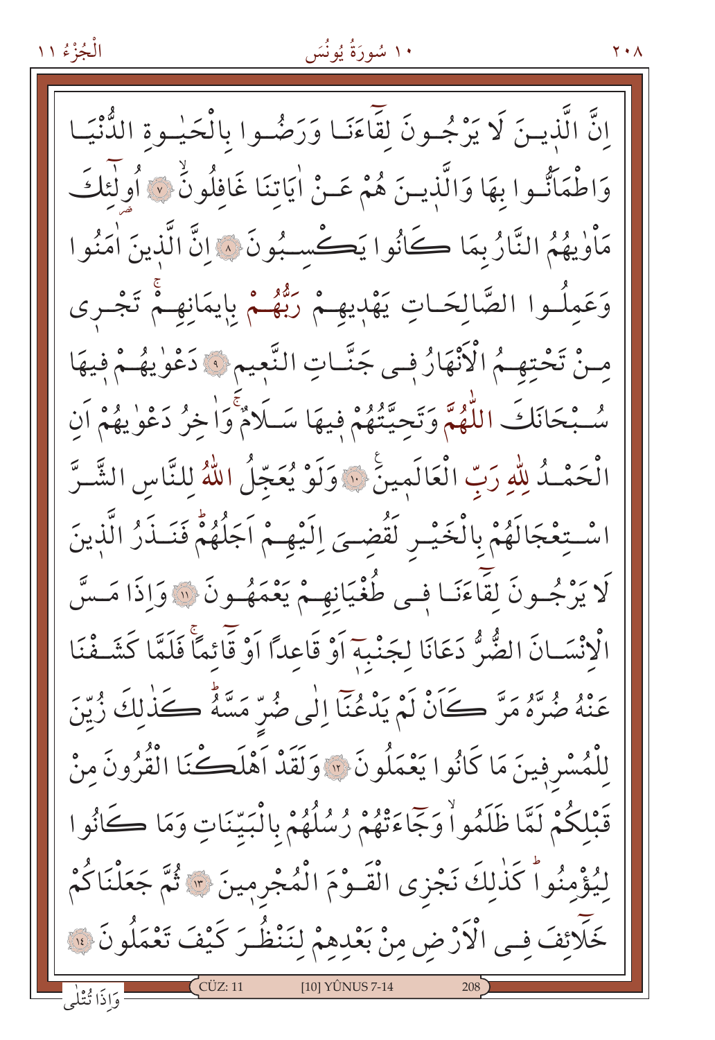اِنَّ الَّذٖينَ لَا يَرْجُونَ لِقَٓاءَنَا وَرَضُوا بِالْحَيٰوةِ الدُّنْيَا وَاطْمَاَنُّوا بِهَا وَالَّذٖينَ هُمْ عَنْ اٰيَاتِنَا غَافِلُونَۙ ﴿٧﴾ اُولٰٓئِكَ مَأْوٰيهُمُ النَّارُ بِمَا كَانُوا يَكْسِبُونَ ﴿٨﴾ اِنَّ الَّذٖينَ اٰمَنُوا وَعَمِلُوا الصَّالِحَاتِ يَهْدٖيهِمْ رَبُّهُمْ بِاٖيمَانِهِمْۚ تَجْرٖى مِنْ تَحْتِهِمُ الْاَنْهَارُ فٖى جَنَّاتِ النَّعٖيمِ ﴿٩﴾ دَعْوٰيهُمْ فٖيهَا سُبْحَانَكَ اللّٰهُمَّ وَتَحِيَّتُهُمْ فٖيهَا سَلَامٌۚ وَاٰخِرُ دَعْوٰيهُمْ اَنِ الْحَمْدُ لِلّٰهِ رَبِّ الْعَالَمٖينَ ﴿١٠﴾ وَلَوْ يُعَجِّلُ اللّٰهُ لِلنَّاسِ الشَّرَّ اسْتِعْجَالَهُمْ بِالْخَيْرِ لَقُضِىَ اِلَيْهِمْ اَجَلُهُمْۜ فَنَذَرُ الَّذٖينَ لَا يَرْجُونَ لِقَٓاءَنَا فٖى طُغْيَانِهِمْ يَعْمَهُونَ ﴿١١﴾ وَاِذَا مَسَّ الْاِنْسَانَ الضُّرُّ دَعَانَا لِجَنْبِهٖٓ اَوْ قَاعِدًا اَوْ قَٓائِمًاۚ فَلَمَّا كَشَفْنَا عَنْهُ ضُرَّهُ مَرَّ كَاَنْ لَمْ يَدْعُنَٓا اِلٰى ضُرٍّ مَسَّهُۜ كَذٰلِكَ زُيِّنَ لِلْمُسْرِفٖينَ مَا كَانُوا يَعْمَلُونَ ﴿١٢﴾ وَلَقَدْ اَهْلَكْنَا الْقُرُونَ مِنْ قَبْلِكُمْ لَمَّا ظَلَمُواۙ وَجَٓاءَتْهُمْ رُسُلُهُمْ بِالْبَيِّنَاتِ وَمَا كَانُوا لِيُؤْمِنُواۜ كَذٰلِكَ نَجْزِى الْقَوْمَ الْمُجْرِمٖينَ ﴿١٣﴾ ثُمَّ جَعَلْنَاكُمْ خَلَٓائِفَ فِى الْاَرْضِ مِنْ بَعْدِهِمْ لِنَنْظُرَ كَيْفَ تَعْمَلُونَ ﴿١٤﴾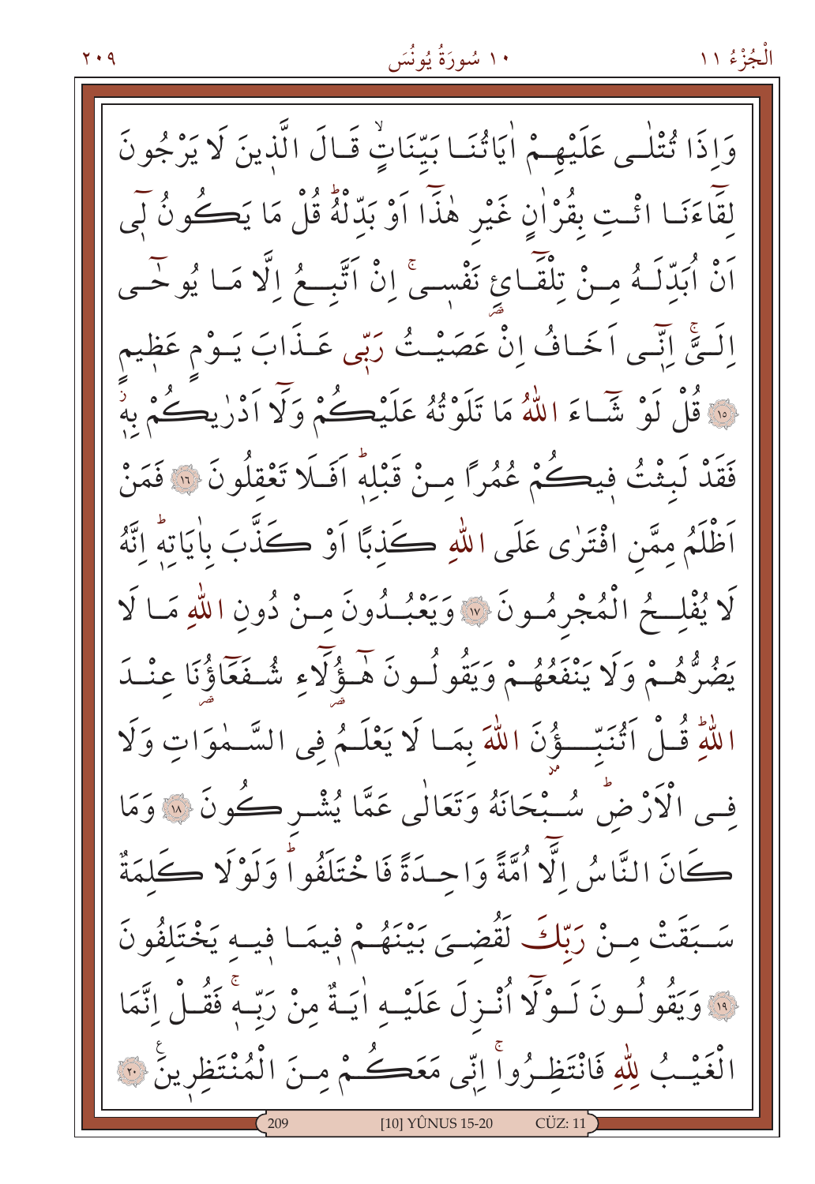وَاِذَا تُتْلٰى عَلَيْهِمْ اٰيَاتُنَا بَيِّنَاتٍۙ قَالَ الَّذِينَ لَا يَرْجُونَ لِقَٓاءَنَا ائْتِ بِقُرْاٰنٍ غَيْرِ هٰذَٓا اَوْ بَدِّلْهُۜ قُلْ مَا يَكُونُ لِٓي اَنْ اُبَدِّلَهُ مِنْ تِلْقَٓاءِ نَفْسِيۚ اِنْ اَتَّبِعُ اِلَّا مَا يُوحٰٓى اِلَيَّۚ اِنّٓي اَخَافُ اِنْ عَصَيْتُ رَبّٖي عَذَابَ يَوْمٍ عَظٖيمٍ ﴿١٥﴾ قُلْ لَوْ شَٓاءَ اللّٰهُ مَا تَلَوْتُهُ عَلَيْكُمْ وَلَٓا اَدْرٰيكُمْ بِهٖۘ فَقَدْ لَبِثْتُ فٖيكُمْ عُمُرًا مِنْ قَبْلِهٖۜ اَفَلَا تَعْقِلُونَ ﴿١٦﴾ فَمَنْ اَظْلَمُ مِمَّنِ افْتَرٰى عَلَى اللّٰهِ كَذِبًا اَوْ كَذَّبَ بِاٰيَاتِهٖۜ اِنَّهُ لَا يُفْلِحُ الْمُجْرِمُونَ ﴿١٧﴾ وَيَعْبُدُونَ مِنْ دُونِ اللّٰهِ مَا لَا يَضُرُّهُمْ وَلَا يَنْفَعُهُمْ وَيَقُولُونَ هٰٓؤُلَٓاءِ شُفَعَٓاؤُنَا عِنْدَ اللّٰهِۜ قُلْ اَتُنَبِّؤُنَ اللّٰهَ بِمَا لَا يَعْلَمُ فِي السَّمٰوَاتِ وَلَا فِي الْاَرْضِۜ سُبْحَانَهُ وَتَعَالٰى عَمَّا يُشْرِكُونَ ﴿١٨﴾ وَمَا كَانَ النَّاسُ اِلَّٓا اُمَّةً وَاحِدَةً فَاخْتَلَفُواۜ وَلَوْلَا كَلِمَةٌ سَبَقَتْ مِنْ رَبِّكَ لَقُضِيَ بَيْنَهُمْ فٖيمَا فٖيهِ يَخْتَلِفُونَ ﴿١٩﴾ وَيَقُولُونَ لَوْلَٓا اُنْزِلَ عَلَيْهِ اٰيَةٌ مِنْ رَبِّهٖۚ فَقُلْ اِنَّمَا الْغَيْبُ لِلّٰهِ فَانْتَظِرُواۚ اِنّٖي مَعَكُمْ مِنَ الْمُنْتَظِرٖينَ ﴿٢٠﴾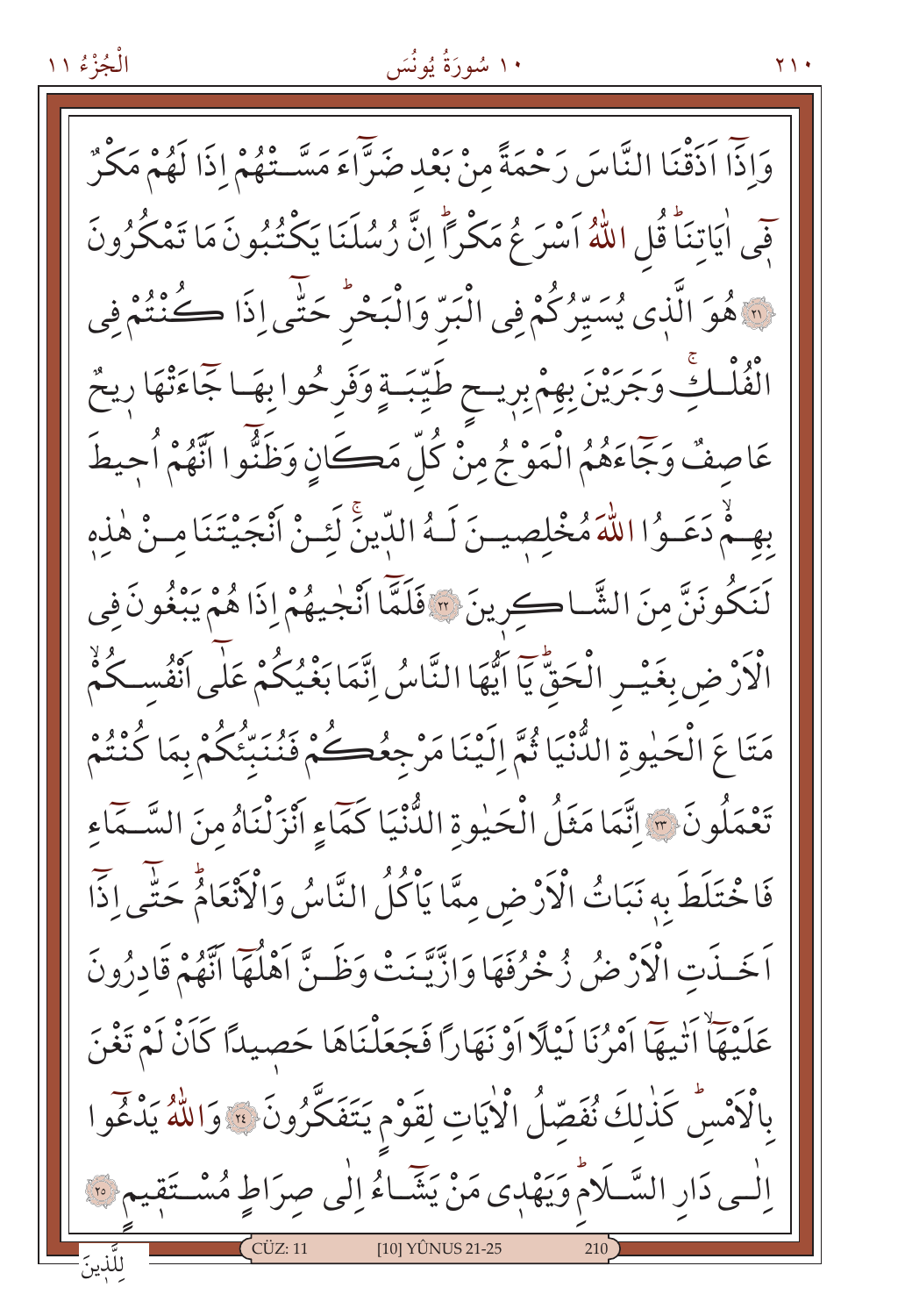وَاِذَٓا اَذَقْنَا النَّاسَ رَحْمَةً مِنْ بَعْدِ ضَرَّٓاءَ مَسَّتْهُمْ اِذَا لَهُمْ مَكْرٌ فٖٓى اٰيَاتِنَاۜ قُلِ اللّٰهُ اَسْرَعُ مَكْرًاۜ اِنَّ رُسُلَنَا يَكْتُبُونَ مَا تَمْكُرُونَ ﴿٢١﴾ هُوَ الَّذٖى يُسَيِّرُكُمْ فِى الْبَرِّ وَالْبَحْرِۜ حَتّٰٓى اِذَا كُنْتُمْ فِى الْفُلْكِۚ وَجَرَيْنَ بِهِمْ بِرٖيحٍ طَيِّبَةٍ وَفَرِحُوا بِهَا جَٓاءَتْهَا رٖيحٌ عَاصِفٌ وَجَٓاءَهُمُ الْمَوْجُ مِنْ كُلِّ مَكَانٍ وَظَنُّٓوا اَنَّهُمْ اُحٖيطَ بِهِمْۙ دَعَوُا اللّٰهَ مُخْلِصٖينَ لَهُ الدّٖينَۚ لَئِنْ اَنْجَيْتَنَا مِنْ هٰذِهٖ لَنَكُونَنَّ مِنَ الشَّاكِرٖينَ ﴿٢٢﴾ فَلَمَّٓا اَنْجٰيهُمْ اِذَا هُمْ يَبْغُونَ فِى الْاَرْضِ بِغَيْرِ الْحَقِّۜ يَٓا اَيُّهَا النَّاسُ اِنَّمَا بَغْيُكُمْ عَلٰٓى اَنْفُسِكُمْۙ مَتَاعَ الْحَيٰوةِ الدُّنْيَا ثُمَّ اِلَيْنَا مَرْجِعُكُمْ فَنُنَبِّئُكُمْ بِمَا كُنْتُمْ تَعْمَلُونَ ﴿٢٣﴾ اِنَّمَا مَثَلُ الْحَيٰوةِ الدُّنْيَا كَمَٓاءٍ اَنْزَلْنَاهُ مِنَ السَّمَٓاءِ فَاخْتَلَطَ بِهٖ نَبَاتُ الْاَرْضِ مِمَّا يَاْكُلُ النَّاسُ وَالْاَنْعَامُۜ حَتّٰٓى اِذَٓا اَخَذَتِ الْاَرْضُ زُخْرُفَهَا وَازَّيَّنَتْ وَظَنَّ اَهْلُهَٓا اَنَّهُمْ قَادِرُونَ عَلَيْهَٓاۙ اَتٰيهَٓا اَمْرُنَا لَيْلًا اَوْ نَهَارًا فَجَعَلْنَاهَا حَصٖيدًا كَاَنْ لَمْ تَغْنَ بِالْاَمْسِۜ كَذٰلِكَ نُفَصِّلُ الْاٰيَاتِ لِقَوْمٍ يَتَفَكَّرُونَ ﴿٢٤﴾ وَاللّٰهُ يَدْعُٓوا اِلٰى دَارِ السَّلَامِۜ وَيَهْدٖى مَنْ يَشَٓاءُ اِلٰى صِرَاطٍ مُسْتَقٖيمٍ ﴿٢٥﴾

لِلَّذٖينَ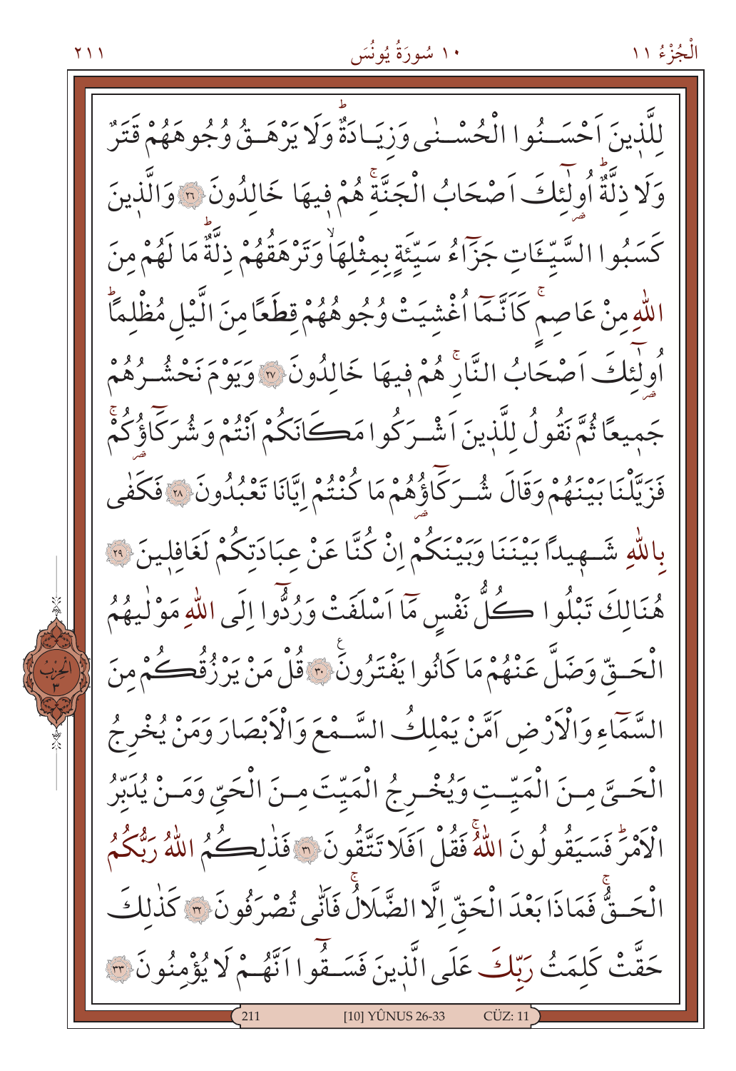لِلَّذ۪ينَ اَحْسَنُوا الْحُسْنٰى وَزِيَادَةٌۜ وَلَا يَرْهَقُ وُجُوهَهُمْ قَتَرٌ وَلَا ذِلَّةٌۜ اُو۬لٰٓئِكَ اَصْحَابُ الْجَنَّةِۚ هُمْ ف۪يهَا خَالِدُونَ ﴿٢٦﴾ وَالَّذ۪ينَ كَسَبُوا السَّيِّـَٔاتِ جَزَٓاءُ سَيِّئَةٍ بِمِثْلِهَاۙ وَتَرْهَقُهُمْ ذِلَّةٌۜ مَا لَهُمْ مِنَ اللّٰهِ مِنْ عَاصِمٍۚ كَاَنَّمَٓا اُغْشِيَتْ وُجُوهُهُمْ قِطَعاً مِنَ الَّيْلِ مُظْلِماًۜ اُو۬لٰٓئِكَ اَصْحَابُ النَّارِۚ هُمْ ف۪يهَا خَالِدُونَ ﴿٢٧﴾ وَيَوْمَ نَحْشُرُهُمْ جَم۪يعاً ثُمَّ نَقُولُ لِلَّذ۪ينَ اَشْرَكُوا مَكَانَكُمْ اَنْتُمْ وَشُرَكَٓاؤُ۬كُمْۚ فَزَيَّلْنَا بَيْنَهُمْ وَقَالَ شُرَكَٓاؤُ۬هُمْ مَا كُنْتُمْ اِيَّانَا تَعْبُدُونَ ﴿٢٨﴾ فَكَفٰى بِاللّٰهِ شَه۪يداً بَيْنَنَا وَبَيْنَكُمْ اِنْ كُنَّا عَنْ عِبَادَتِكُمْ لَغَافِل۪ينَ ﴿٢٩﴾ هُنَالِكَ تَبْلُوا كُلُّ نَفْسٍ مَٓا اَسْلَفَتْ وَرُدُّٓوا اِلَى اللّٰهِ مَوْلٰيهُمُ الْحَقِّ وَضَلَّ عَنْهُمْ مَا كَانُوا يَفْتَرُونَ ﴿٣٠﴾ قُلْ مَنْ يَرْزُقُكُمْ مِنَ السَّمَٓاءِ وَالْاَرْضِ اَمَّنْ يَمْلِكُ السَّمْعَ وَالْاَبْصَارَ وَمَنْ يُخْرِجُ الْحَيَّ مِنَ الْمَيِّتِ وَيُخْرِجُ الْمَيِّتَ مِنَ الْحَيِّ وَمَنْ يُدَبِّرُ الْاَمْرَۜ فَسَيَقُولُونَ اللّٰهُۚ فَقُلْ اَفَلَا تَتَّقُونَ ﴿٣١﴾ فَذٰلِكُمُ اللّٰهُ رَبُّكُمُ الْحَقُّۚ فَمَاذَا بَعْدَ الْحَقِّ اِلَّا الضَّلَالُۚ فَاَنّٰى تُصْرَفُونَ ﴿٣٢﴾ كَذٰلِكَ حَقَّتْ كَلِمَتُ رَبِّكَ عَلَى الَّذ۪ينَ فَسَقُٓوا اَنَّهُمْ لَا يُؤْمِنُونَ ﴿٣٣﴾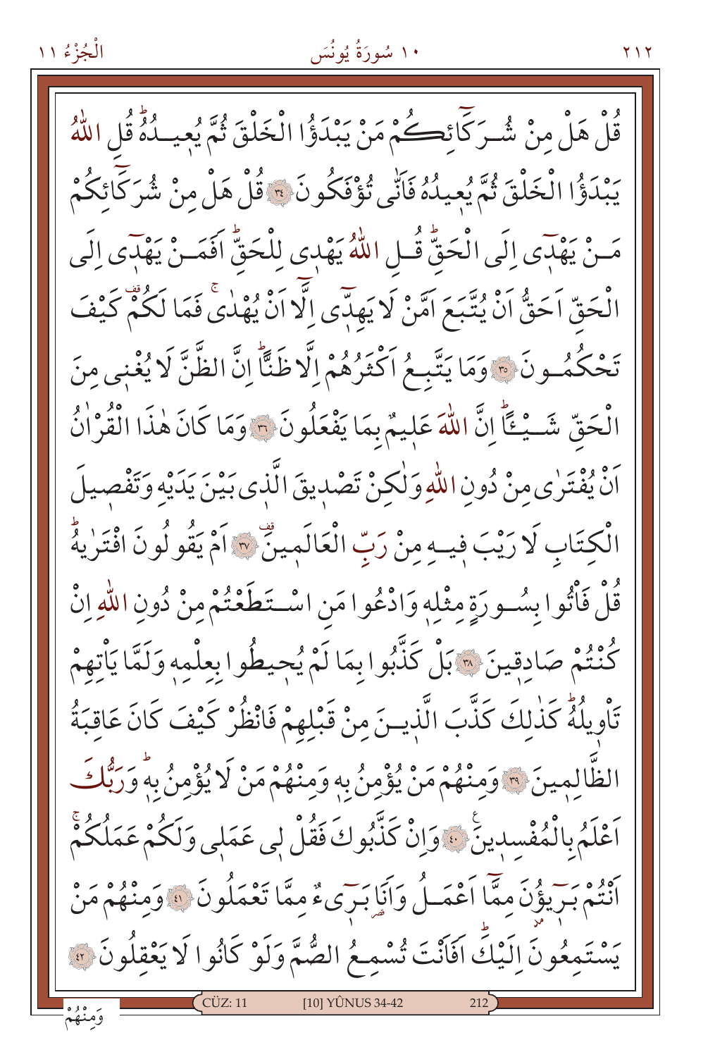قُلْ هَلْ مِنْ شُرَكَٓائِكُمْ مَنْ يَبْدَؤُا الْخَلْقَ ثُمَّ يُعٖيدُهُۜ قُلِ اللّٰهُ يَبْدَؤُا الْخَلْقَ ثُمَّ يُعٖيدُهُ فَاَنّٰى تُؤْفَكُونَ ﴿٣٤﴾ قُلْ هَلْ مِنْ شُرَكَٓائِكُمْ مَنْ يَهْدٖٓي اِلَى الْحَقِّۜ قُلِ اللّٰهُ يَهْدٖي لِلْحَقِّۜ اَفَمَنْ يَهْدٖٓي اِلَى الْحَقِّ اَحَقُّ اَنْ يُتَّبَعَ اَمَّنْ لَا يَهِدّٖٓي اِلَّٓا اَنْ يُهْدٰىۚ فَمَا لَكُمْ۠ كَيْفَ تَحْكُمُونَ ﴿٣٥﴾ وَمَا يَتَّبِعُ اَكْثَرُهُمْ اِلَّا ظَنًّاۜ اِنَّ الظَّنَّ لَا يُغْنٖي مِنَ الْحَقِّ شَيْـًٔاۜ اِنَّ اللّٰهَ عَلٖيمٌ بِمَا يَفْعَلُونَ ﴿٣٦﴾ وَمَا كَانَ هٰذَا الْقُرْاٰنُ اَنْ يُفْتَرٰى مِنْ دُونِ اللّٰهِ وَلٰكِنْ تَصْدٖيقَ الَّذٖي بَيْنَ يَدَيْهِ وَتَفْصٖيلَ الْكِتَابِ لَا رَيْبَ فٖيهِ مِنْ رَبِّ الْعَالَمٖينَ۠ ﴿٣٧﴾ اَمْ يَقُولُونَ افْتَرٰيهُۜ قُلْ فَأْتُوا بِسُورَةٍ مِثْلِهٖ وَادْعُوا مَنِ اسْتَطَعْتُمْ مِنْ دُونِ اللّٰهِ اِنْ كُنْتُمْ صَادِقٖينَ ﴿٣٨﴾ بَلْ كَذَّبُوا بِمَا لَمْ يُحٖيطُوا بِعِلْمِهٖ وَلَمَّا يَأْتِهِمْ تَأْوٖيلُهُۜ كَذٰلِكَ كَذَّبَ الَّذٖينَ مِنْ قَبْلِهِمْ فَانْظُرْ كَيْفَ كَانَ عَاقِبَةُ الظَّالِمٖينَ ﴿٣٩﴾ وَمِنْهُمْ مَنْ يُؤْمِنُ بِهٖ وَمِنْهُمْ مَنْ لَا يُؤْمِنُ بِهٖۜ وَرَبُّكَ اَعْلَمُ بِالْمُفْسِدٖينَ۟ ﴿٤٠﴾ وَاِنْ كَذَّبُوكَ فَقُلْ لٖي عَمَلٖي وَلَكُمْ عَمَلُكُمْۚ اَنْتُمْ بَرٖٓيؤُ۫نَ مِمَّٓا اَعْمَلُ وَاَنَا بَرٖٓيءٌ مِمَّا تَعْمَلُونَ ﴿٤١﴾ وَمِنْهُمْ مَنْ يَسْتَمِعُونَ اِلَيْكَۜ اَفَاَنْتَ تُسْمِعُ الصُّمَّ وَلَوْ كَانُوا لَا يَعْقِلُونَ ﴿٤٢﴾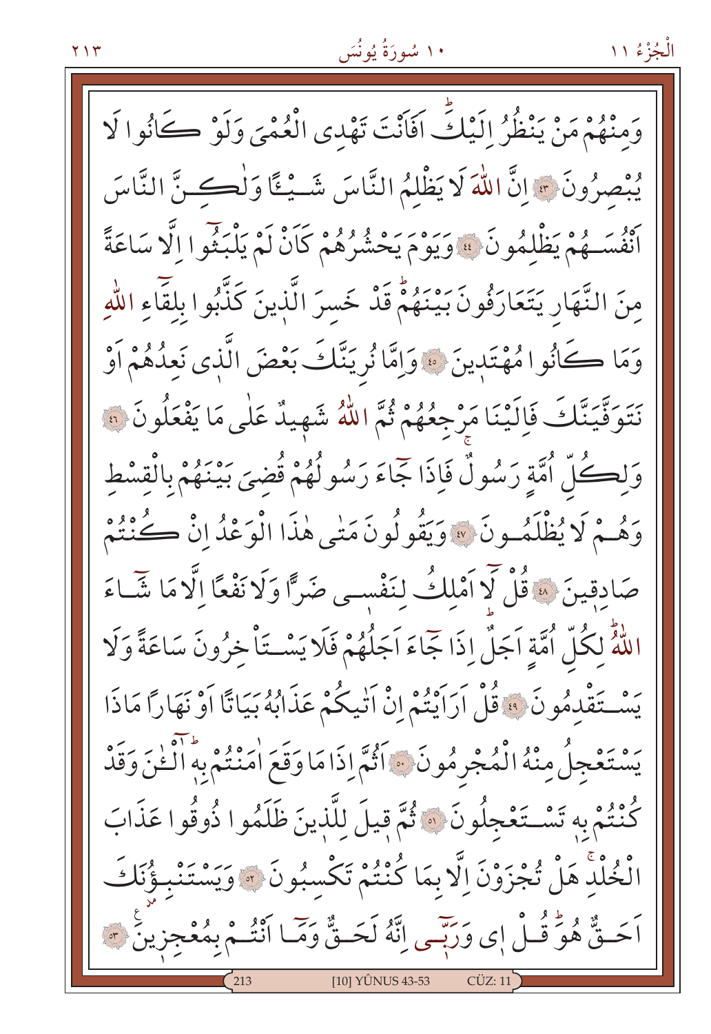وَمِنْهُمْ مَنْ يَنْظُرُ اِلَيْكَۜ اَفَاَنْتَ تَهْدِي الْعُمْيَ وَلَوْ كَانُوا لَا يُبْصِرُونَ ﴿٤٣﴾ اِنَّ اللّٰهَ لَا يَظْلِمُ النَّاسَ شَيْـًٔا وَلٰكِنَّ النَّاسَ اَنْفُسَهُمْ يَظْلِمُونَ ﴿٤٤﴾ وَيَوْمَ يَحْشُرُهُمْ كَاَنْ لَمْ يَلْبَثُٓوا اِلَّا سَاعَةً مِنَ النَّهَارِ يَتَعَارَفُونَ بَيْنَهُمْۜ قَدْ خَسِرَ الَّذِينَ كَذَّبُوا بِلِقَٓاءِ اللّٰهِ وَمَا كَانُوا مُهْتَدِينَ ﴿٤٥﴾ وَاِمَّا نُرِيَنَّكَ بَعْضَ الَّذِي نَعِدُهُمْ اَوْ نَتَوَفَّيَنَّكَ فَاِلَيْنَا مَرْجِعُهُمْ ثُمَّ اللّٰهُ شَهِيدٌ عَلٰى مَا يَفْعَلُونَ ﴿٤٦﴾ وَلِكُلِّ اُمَّةٍ رَسُولٌ فَاِذَا جَٓاءَ رَسُولُهُمْ قُضِيَ بَيْنَهُمْ بِالْقِسْطِ وَهُمْ لَا يُظْلَمُونَ ﴿٤٧﴾ وَيَقُولُونَ مَتٰى هٰذَا الْوَعْدُ اِنْ كُنْتُمْ صَادِقِينَ ﴿٤٨﴾ قُلْ لَٓا اَمْلِكُ لِنَفْسِي ضَرًّا وَلَا نَفْعًا اِلَّا مَا شَٓاءَ اللّٰهُۜ لِكُلِّ اُمَّةٍ اَجَلٌۜ اِذَا جَٓاءَ اَجَلُهُمْ فَلَا يَسْتَاْخِرُونَ سَاعَةً وَلَا يَسْتَقْدِمُونَ ﴿٤٩﴾ قُلْ اَرَاَيْتُمْ اِنْ اَتٰيكُمْ عَذَابُهُ بَيَاتًا اَوْ نَهَارًا مَاذَا يَسْتَعْجِلُ مِنْهُ الْمُجْرِمُونَ ﴿٥٠﴾ اَثُمَّ اِذَا مَا وَقَعَ اٰمَنْتُمْ بِهِۜ آٰلْـٰٔنَ وَقَدْ كُنْتُمْ بِهِ تَسْتَعْجِلُونَ ﴿٥١﴾ ثُمَّ قِيلَ لِلَّذِينَ ظَلَمُوا ذُوقُوا عَذَابَ الْخُلْدِۚ هَلْ تُجْزَوْنَ اِلَّا بِمَا كُنْتُمْ تَكْسِبُونَ ﴿٥٢﴾ وَيَسْتَنْبِـُٔونَكَ اَحَقٌّ هُوَۜ قُلْ اِي وَرَبِّٓي اِنَّهُ لَحَقٌّ وَمَٓا اَنْتُمْ بِمُعْجِزِينَ ﴿٥٣﴾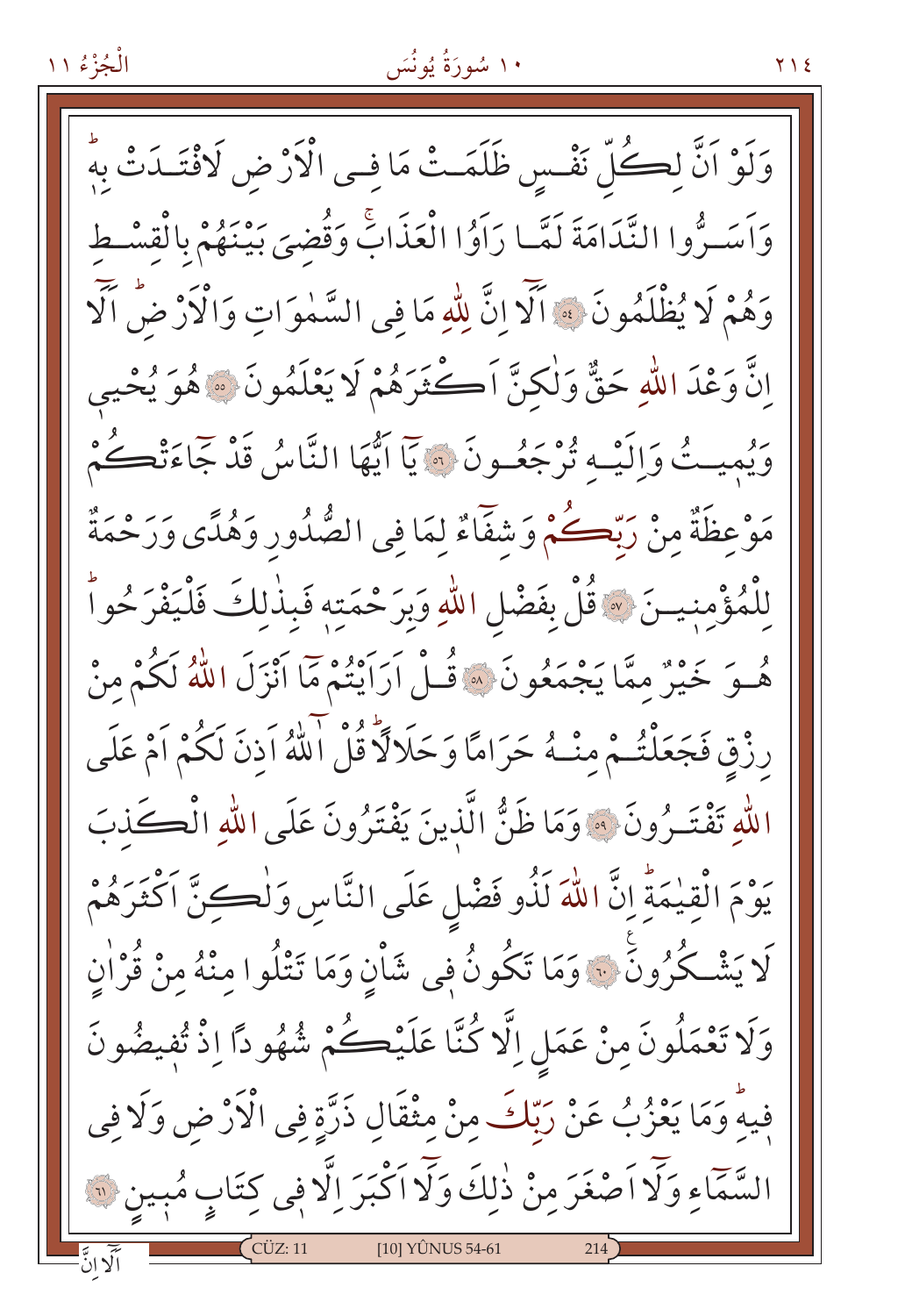وَلَوْ اَنَّ لِكُلِّ نَفْسٍ ظَلَمَتْ مَا فِي الْاَرْضِ لَافْتَدَتْ بِهٖۜ وَاَسَرُّوا النَّدَامَةَ لَمَّا رَاَوُا الْعَذَابَۚ وَقُضِيَ بَيْنَهُمْ بِالْقِسْطِ وَهُمْ لَا يُظْلَمُونَ ﴿٥٤﴾ اَلَٓا اِنَّ لِلّٰهِ مَا فِي السَّمٰوَاتِ وَالْاَرْضِۜ اَلَٓا اِنَّ وَعْدَ اللّٰهِ حَقٌّ وَلٰكِنَّ اَكْثَرَهُمْ لَا يَعْلَمُونَ ﴿٥٥﴾ هُوَ يُحْيٖي وَيُمٖيتُ وَاِلَيْهِ تُرْجَعُونَ ﴿٥٦﴾ يَٓا اَيُّهَا النَّاسُ قَدْ جَٓاءَتْكُمْ مَوْعِظَةٌ مِنْ رَبِّكُمْ وَشِفَٓاءٌ لِمَا فِي الصُّدُورِ وَهُدًى وَرَحْمَةٌ لِلْمُؤْمِنٖينَ ﴿٥٧﴾ قُلْ بِفَضْلِ اللّٰهِ وَبِرَحْمَتِهٖ فَبِذٰلِكَ فَلْيَفْرَحُواۜ هُوَ خَيْرٌ مِمَّا يَجْمَعُونَ ﴿٥٨﴾ قُلْ اَرَاَيْتُمْ مَٓا اَنْزَلَ اللّٰهُ لَكُمْ مِنْ رِزْقٍ فَجَعَلْتُمْ مِنْهُ حَرَامًا وَحَلَالًاۜ قُلْ آٰللّٰهُ اَذِنَ لَكُمْ اَمْ عَلَى اللّٰهِ تَفْتَرُونَ ﴿٥٩﴾ وَمَا ظَنُّ الَّذٖينَ يَفْتَرُونَ عَلَى اللّٰهِ الْكَذِبَ يَوْمَ الْقِيٰمَةِۜ اِنَّ اللّٰهَ لَذُو فَضْلٍ عَلَى النَّاسِ وَلٰكِنَّ اَكْثَرَهُمْ لَا يَشْكُرُونَۚ ﴿٦٠﴾ وَمَا تَكُونُ فٖي شَاْنٍ وَمَا تَتْلُوا مِنْهُ مِنْ قُرْاٰنٍ وَلَا تَعْمَلُونَ مِنْ عَمَلٍ اِلَّا كُنَّا عَلَيْكُمْ شُهُودًا اِذْ تُفٖيضُونَ فٖيهِۜ وَمَا يَعْزُبُ عَنْ رَبِّكَ مِنْ مِثْقَالِ ذَرَّةٍ فِي الْاَرْضِ وَلَا فِي السَّمَٓاءِ وَلَٓا اَصْغَرَ مِنْ ذٰلِكَ وَلَٓا اَكْبَرَ اِلَّا فٖي كِتَابٍ مُبٖينٍ ﴿٦١﴾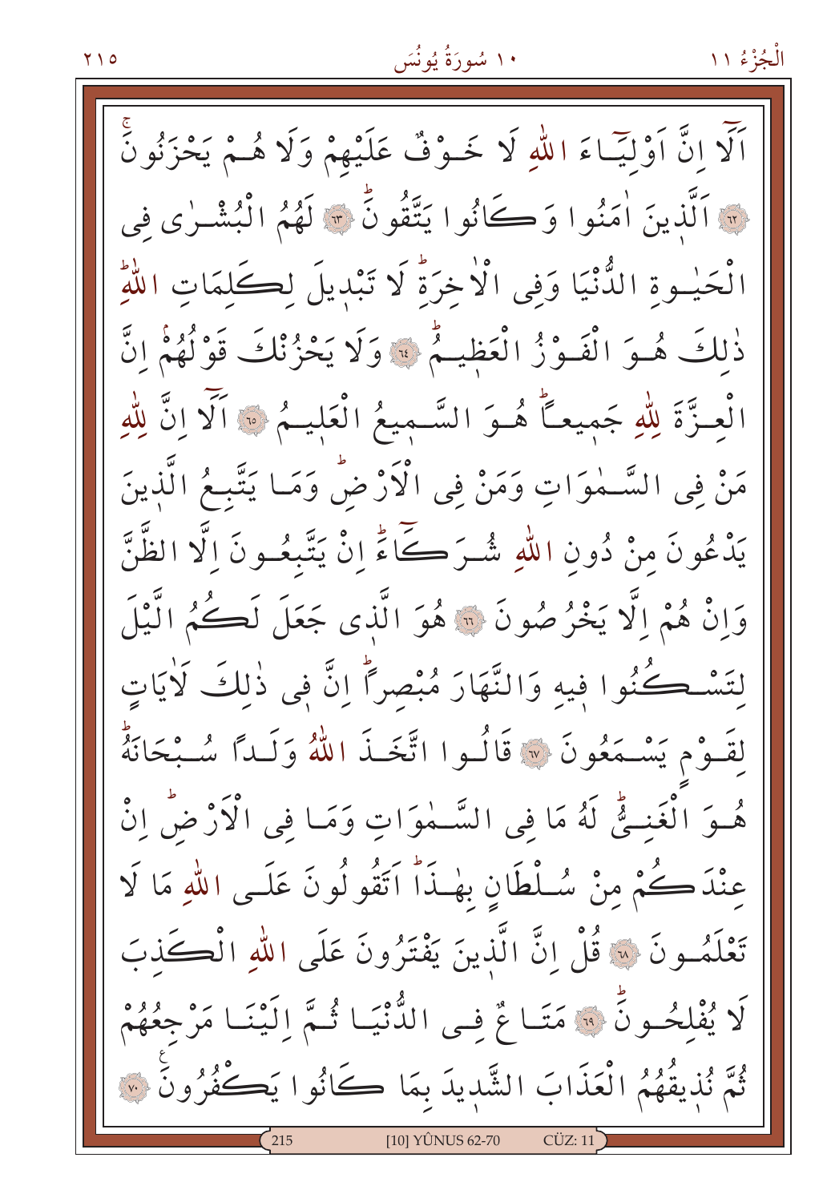اَلَٓا اِنَّ اَوْلِيَٓاءَ اللّٰهِ لَا خَوْفٌ عَلَيْهِمْ وَلَا هُمْ يَحْزَنُونَۚ

﴿٦٢﴾ اَلَّذٖينَ اٰمَنُوا وَكَانُوا يَتَّقُونَۜ ﴿٦٣﴾ لَهُمُ الْبُشْرٰى فِى

الْحَيٰوةِ الدُّنْيَا وَفِى الْاٰخِرَةِۜ لَا تَبْدٖيلَ لِكَلِمَاتِ اللّٰهِۜ

ذٰلِكَ هُوَ الْفَوْزُ الْعَظٖيمُۜ ﴿٦٤﴾ وَلَا يَحْزُنْكَ قَوْلُهُمْۢ اِنَّ

الْعِزَّةَ لِلّٰهِ جَمٖيعاًۜ هُوَ السَّمٖيعُ الْعَلٖيمُ ﴿٦٥﴾ اَلَٓا اِنَّ لِلّٰهِ

مَنْ فِى السَّمٰوَاتِ وَمَنْ فِى الْاَرْضِۜ وَمَا يَتَّبِعُ الَّذٖينَ

يَدْعُونَ مِنْ دُونِ اللّٰهِ شُرَكَٓاءَۜ اِنْ يَتَّبِعُونَ اِلَّا الظَّنَّ

وَاِنْ هُمْ اِلَّا يَخْرُصُونَ ﴿٦٦﴾ هُوَ الَّذٖى جَعَلَ لَكُمُ الَّيْلَ

لِتَسْكُنُوا فٖيهِ وَالنَّهَارَ مُبْصِراًۜ اِنَّ فٖى ذٰلِكَ لَاٰيَاتٍ

لِقَوْمٍ يَسْمَعُونَ ﴿٦٧﴾ قَالُوا اتَّخَذَ اللّٰهُ وَلَداً سُبْحَانَهُۜ

هُوَ الْغَنِىُّۜ لَهُ مَا فِى السَّمٰوَاتِ وَمَا فِى الْاَرْضِۜ اِنْ

عِنْدَكُمْ مِنْ سُلْطَانٍ بِهٰذَاۜ اَتَقُولُونَ عَلَى اللّٰهِ مَا لَا

تَعْلَمُونَ ﴿٦٨﴾ قُلْ اِنَّ الَّذٖينَ يَفْتَرُونَ عَلَى اللّٰهِ الْكَذِبَ

لَا يُفْلِحُونَۜ ﴿٦٩﴾ مَتَاعٌ فِى الدُّنْيَا ثُمَّ اِلَيْنَا مَرْجِعُهُمْ

ثُمَّ نُذٖيقُهُمُ الْعَذَابَ الشَّدٖيدَ بِمَا كَانُوا يَكْفُرُونَ ﴿٧٠﴾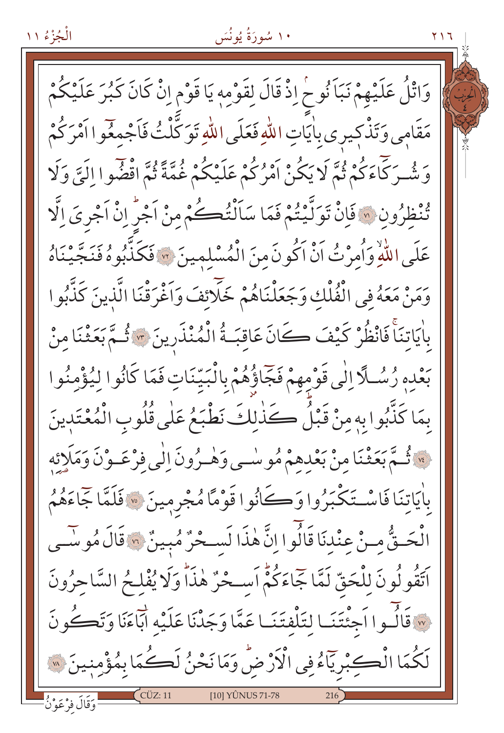وَاتْلُ عَلَيْهِمْ نَبَاَ نُوحٍۘ اِذْ قَالَ لِقَوْمِهٖ يَا قَوْمِ اِنْ كَانَ كَبُرَ عَلَيْكُمْ مَقَامٖي وَتَذْكٖيرٖي بِاٰيَاتِ اللّٰهِ فَعَلَى اللّٰهِ تَوَكَّلْتُ فَاَجْمِعُٓوا اَمْرَكُمْ وَشُرَكَٓاءَكُمْ ثُمَّ لَا يَكُنْ اَمْرُكُمْ عَلَيْكُمْ غُمَّةً ثُمَّ اقْضُٓوا اِلَيَّ وَلَا تُنْظِرُونِ ﴿٧١﴾ فَاِنْ تَوَلَّيْتُمْ فَمَا سَاَلْتُكُمْ مِنْ اَجْرٍؕ اِنْ اَجْرِيَ اِلَّا عَلَى اللّٰهِۙ وَاُمِرْتُ اَنْ اَكُونَ مِنَ الْمُسْلِمٖينَ ﴿٧٢﴾ فَكَذَّبُوهُ فَنَجَّيْنَاهُ وَمَنْ مَعَهُ فِي الْفُلْكِ وَجَعَلْنَاهُمْ خَلَٓائِفَ وَاَغْرَقْنَا الَّذٖينَ كَذَّبُوا بِاٰيَاتِنَاۚ فَانْظُرْ كَيْفَ كَانَ عَاقِبَةُ الْمُنْذَرٖينَ ﴿٧٣﴾ ثُمَّ بَعَثْنَا مِنْ بَعْدِهٖ رُسُلًا اِلٰى قَوْمِهِمْ فَجَٓاؤُهُمْ بِالْبَيِّنَاتِ فَمَا كَانُوا لِيُؤْمِنُوا بِمَا كَذَّبُوا بِهٖ مِنْ قَبْلُؕ كَذٰلِكَ نَطْبَعُ عَلٰى قُلُوبِ الْمُعْتَدٖينَ ﴿٧٤﴾ ثُمَّ بَعَثْنَا مِنْ بَعْدِهِمْ مُوسٰى وَهٰرُونَ اِلٰى فِرْعَوْنَ وَمَلَا۬ئِهٖ بِاٰيَاتِنَا فَاسْتَكْبَرُوا وَكَانُوا قَوْمًا مُجْرِمٖينَ ﴿٧٥﴾ فَلَمَّا جَٓاءَهُمُ الْحَقُّ مِنْ عِنْدِنَا قَالُٓوا اِنَّ هٰذَا لَسِحْرٌ مُبٖينٌ ﴿٧٦﴾ قَالَ مُوسٰٓى اَتَقُولُونَ لِلْحَقِّ لَمَّا جَٓاءَكُمْؕ اَسِحْرٌ هٰذَاؕ وَلَا يُفْلِحُ السَّاحِرُونَ ﴿٧٧﴾ قَالُٓوا اَجِئْتَنَا لِتَلْفِتَنَا عَمَّا وَجَدْنَا عَلَيْهِ اٰبَٓاءَنَا وَتَكُونَ لَكُمَا الْكِبْرِيَٓاءُ فِي الْاَرْضِؕ وَمَا نَحْنُ لَكُمَا بِمُؤْمِنٖينَ ﴿٧٨﴾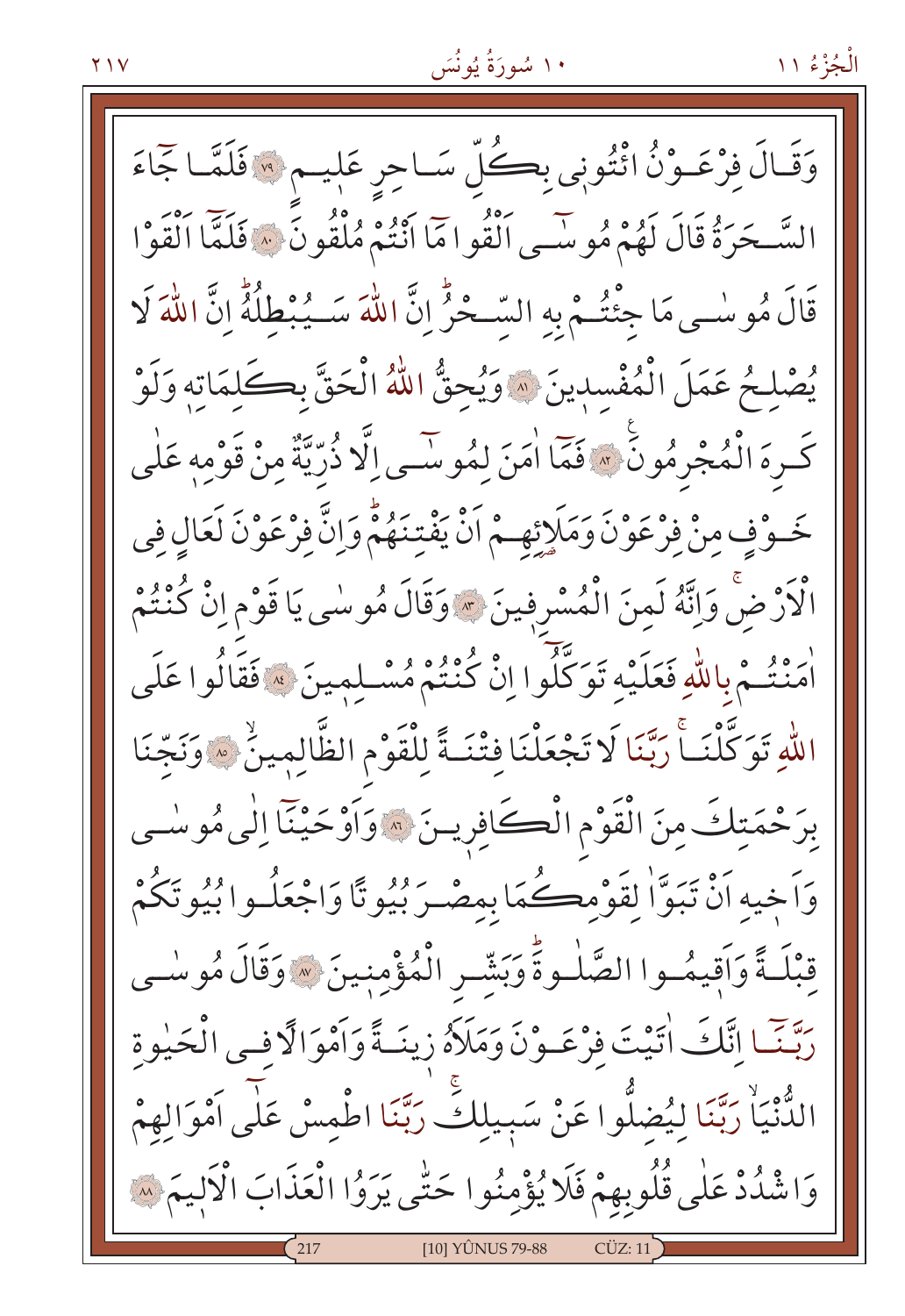وَقَالَ فِرْعَوْنُ ائْتُونِى بِكُلِّ سَاحِرٍ عَلِيمٍ ﴿٧٩﴾ فَلَمَّا جَٓاءَ السَّحَرَةُ قَالَ لَهُمْ مُوسٰٓى اَلْقُوا مَٓا اَنْتُمْ مُلْقُونَ ﴿٨٠﴾ فَلَمَّٓا اَلْقَوْا قَالَ مُوسٰى مَا جِئْتُمْ بِهِ السِّحْرُۜ اِنَّ اللّٰهَ سَيُبْطِلُهُۜ اِنَّ اللّٰهَ لَا يُصْلِحُ عَمَلَ الْمُفْسِدِينَ ﴿٨١﴾ وَيُحِقُّ اللّٰهُ الْحَقَّ بِكَلِمَاتِهِ وَلَوْ كَرِهَ الْمُجْرِمُونَ ﴿٨٢﴾ فَمَٓا اٰمَنَ لِمُوسٰٓى اِلَّا ذُرِّيَّةٌ مِنْ قَوْمِهِ عَلٰى خَوْفٍ مِنْ فِرْعَوْنَ وَمَلَائِهِمْ اَنْ يَفْتِنَهُمْۜ وَاِنَّ فِرْعَوْنَ لَعَالٍ فِى الْاَرْضِۚ وَاِنَّهُ لَمِنَ الْمُسْرِفِينَ ﴿٨٣﴾ وَقَالَ مُوسٰى يَا قَوْمِ اِنْ كُنْتُمْ اٰمَنْتُمْ بِاللّٰهِ فَعَلَيْهِ تَوَكَّلُٓوا اِنْ كُنْتُمْ مُسْلِمِينَ ﴿٨٤﴾ فَقَالُوا عَلَى اللّٰهِ تَوَكَّلْنَاۚ رَبَّنَا لَا تَجْعَلْنَا فِتْنَةً لِلْقَوْمِ الظَّالِمِينَۙ ﴿٨٥﴾ وَنَجِّنَا بِرَحْمَتِكَ مِنَ الْقَوْمِ الْكَافِرِينَ ﴿٨٦﴾ وَاَوْحَيْنَٓا اِلٰى مُوسٰى وَاَخِيهِ اَنْ تَبَوَّاٰ لِقَوْمِكُمَا بِمِصْرَ بُيُوتًا وَاجْعَلُوا بُيُوتَكُمْ قِبْلَةً وَاَقِيمُوا الصَّلٰوةَۜ وَبَشِّرِ الْمُؤْمِنِينَ ﴿٨٧﴾ وَقَالَ مُوسٰى رَبَّنَٓا اِنَّكَ اٰتَيْتَ فِرْعَوْنَ وَمَلَاَهُ زِينَةً وَاَمْوَالًا فِى الْحَيٰوةِ الدُّنْيَاۙ رَبَّنَا لِيُضِلُّوا عَنْ سَبِيلِكَۚ رَبَّنَا اطْمِسْ عَلٰٓى اَمْوَالِهِمْ وَاشْدُدْ عَلٰى قُلُوبِهِمْ فَلَا يُؤْمِنُوا حَتّٰى يَرَوُا الْعَذَابَ الْاَلِيمَ ﴿٨٨﴾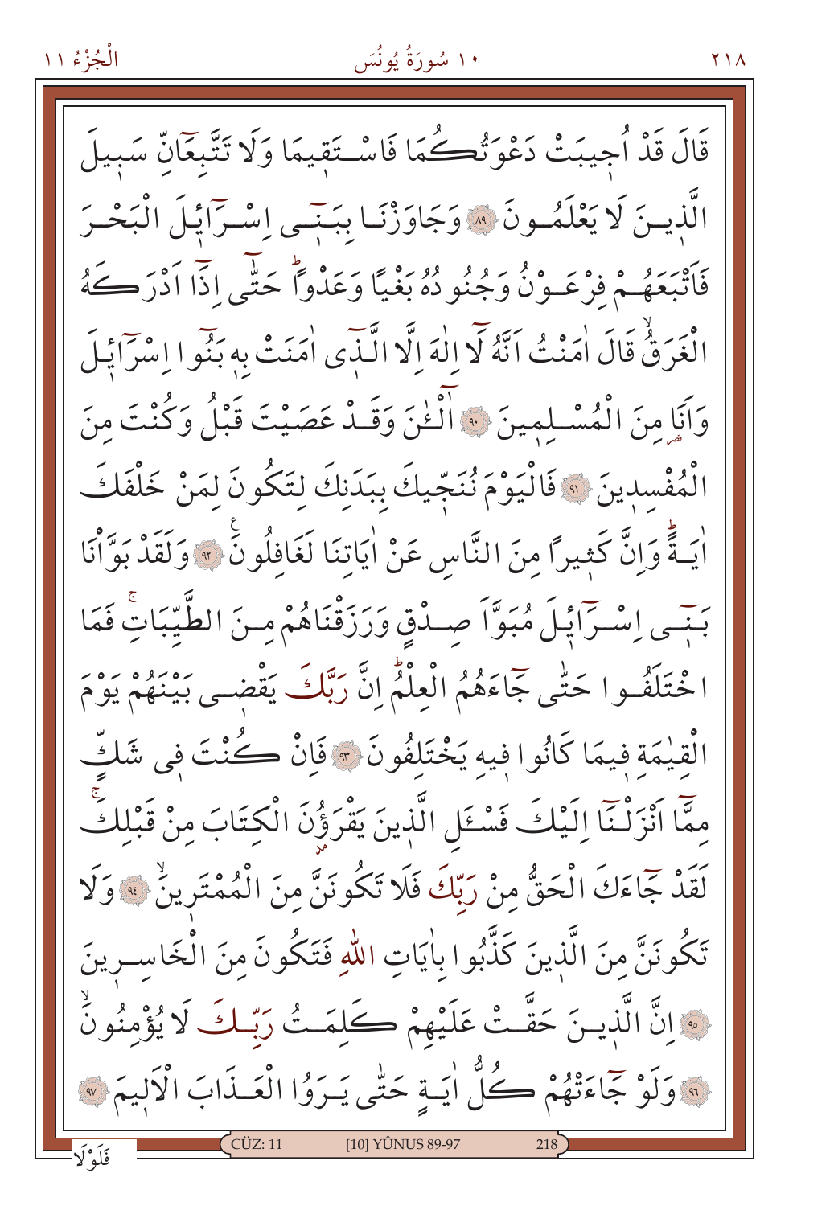قَالَ قَدْ اُجِيبَتْ دَعْوَتُكُمَا فَاسْتَقِيمَا وَلَا تَتَّبِعَٓانِّ سَبِيلَ الَّذِينَ لَا يَعْلَمُونَ ﴿٨٩﴾ وَجَاوَزْنَا بِبَنٖٓي اِسْرَٓائِلَ الْبَحْرَ فَاَتْبَعَهُمْ فِرْعَوْنُ وَجُنُودُهُ بَغْيًا وَعَدْوًاۜ حَتّٰٓى اِذَٓا اَدْرَكَهُ الْغَرَقُۙ قَالَ اٰمَنْتُ اَنَّهُ لَٓا اِلٰهَ اِلَّا الَّذٖٓي اٰمَنَتْ بِهٖ بَنُٓوا اِسْرَٓائِلَ وَاَنَا مِنَ الْمُسْلِمِينَ ﴿٩٠﴾ آٰلْـٰٔنَ وَقَدْ عَصَيْتَ قَبْلُ وَكُنْتَ مِنَ الْمُفْسِدِينَ ﴿٩١﴾ فَالْيَوْمَ نُنَجِّيكَ بِبَدَنِكَ لِتَكُونَ لِمَنْ خَلْفَكَ اٰيَةًۜ وَاِنَّ كَثٖيرًا مِنَ النَّاسِ عَنْ اٰيَاتِنَا لَغَافِلُونَ ﴿٩٢﴾ وَلَقَدْ بَوَّاْنَا بَنٖٓي اِسْرَٓائِلَ مُبَوَّاَ صِدْقٍ وَرَزَقْنَاهُمْ مِنَ الطَّيِّبَاتِۚ فَمَا اخْتَلَفُوا حَتّٰى جَٓاءَهُمُ الْعِلْمُۜ اِنَّ رَبَّكَ يَقْضٖي بَيْنَهُمْ يَوْمَ الْقِيٰمَةِ فٖيمَا كَانُوا فٖيهِ يَخْتَلِفُونَ ﴿٩٣﴾ فَاِنْ كُنْتَ فٖي شَكٍّ مِمَّٓا اَنْزَلْنَٓا اِلَيْكَ فَسْـَٔلِ الَّذٖينَ يَقْرَؤُنَ الْكِتَابَ مِنْ قَبْلِكَۚ لَقَدْ جَٓاءَكَ الْحَقُّ مِنْ رَبِّكَ فَلَا تَكُونَنَّ مِنَ الْمُمْتَرٖينَۙ ﴿٩٤﴾ وَلَا تَكُونَنَّ مِنَ الَّذٖينَ كَذَّبُوا بِاٰيَاتِ اللّٰهِ فَتَكُونَ مِنَ الْخَاسِرٖينَ ﴿٩٥﴾ اِنَّ الَّذٖينَ حَقَّتْ عَلَيْهِمْ كَلِمَتُ رَبِّكَ لَا يُؤْمِنُونَۙ ﴿٩٦﴾ وَلَوْ جَٓاءَتْهُمْ كُلُّ اٰيَةٍ حَتّٰى يَرَوُا الْعَذَابَ الْاَلٖيمَ ﴿٩٧﴾

فَلَوْلَا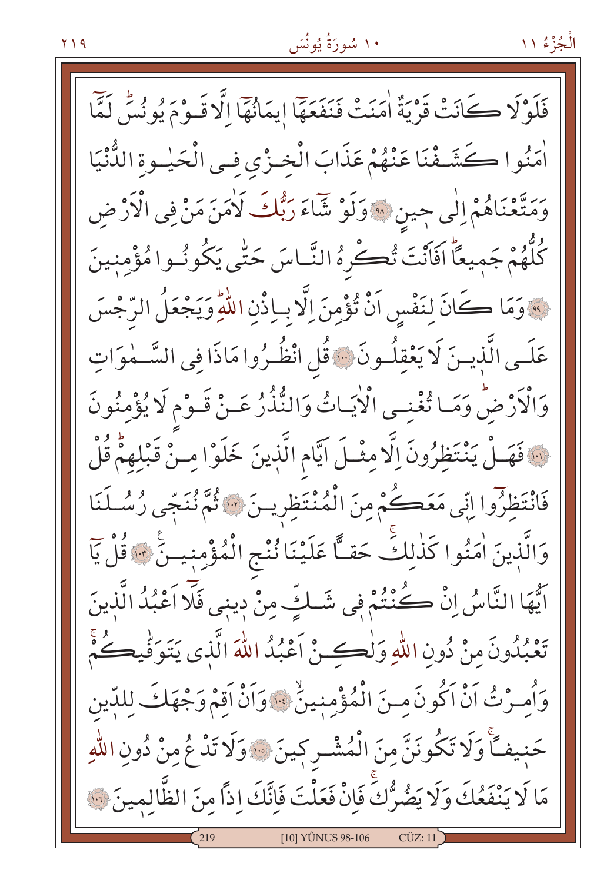فَلَوْلَا كَانَتْ قَرْيَةٌ اٰمَنَتْ فَنَفَعَهَٓا اِيمَانُهَٓا اِلَّا قَوْمَ يُونُسَۜ لَمَّٓا اٰمَنُوا كَشَفْنَا عَنْهُمْ عَذَابَ الْخِزْيِ فِي الْحَيٰوةِ الدُّنْيَا وَمَتَّعْنَاهُمْ اِلٰى حِينٍ ﴿٩٨﴾ وَلَوْ شَٓاءَ رَبُّكَ لَاٰمَنَ مَنْ فِي الْاَرْضِ كُلُّهُمْ جَمِيعاًۜ اَفَاَنْتَ تُكْرِهُ النَّاسَ حَتّٰى يَكُونُوا مُؤْمِنِينَ ﴿٩٩﴾ وَمَا كَانَ لِنَفْسٍ اَنْ تُؤْمِنَ اِلَّا بِاِذْنِ اللّٰهِۜ وَيَجْعَلُ الرِّجْسَ عَلَى الَّذِينَ لَا يَعْقِلُونَ ﴿١٠٠﴾ قُلِ انْظُرُوا مَاذَا فِي السَّمٰوَاتِ وَالْاَرْضِۜ وَمَا تُغْنِي الْاٰيَاتُ وَالنُّذُرُ عَنْ قَوْمٍ لَا يُؤْمِنُونَ ﴿١٠١﴾ فَهَلْ يَنْتَظِرُونَ اِلَّا مِثْلَ اَيَّامِ الَّذِينَ خَلَوْا مِنْ قَبْلِهِمْۜ قُلْ فَانْتَظِرُٓوا اِنّ۪ي مَعَكُمْ مِنَ الْمُنْتَظِرِينَ ﴿١٠٢﴾ ثُمَّ نُنَجّ۪ي رُسُلَنَا وَالَّذِينَ اٰمَنُوا كَذٰلِكَۚ حَقّاً عَلَيْنَا نُنْجِ الْمُؤْمِنِينَ۟ ﴿١٠٣﴾ قُلْ يَٓا اَيُّهَا النَّاسُ اِنْ كُنْتُمْ ف۪ي شَكٍّ مِنْ د۪ين۪ي فَلَٓا اَعْبُدُ الَّذِينَ تَعْبُدُونَ مِنْ دُونِ اللّٰهِ وَلٰكِنْ اَعْبُدُ اللّٰهَ الَّذ۪ي يَتَوَفّٰيكُمْۚ وَاُمِرْتُ اَنْ اَكُونَ مِنَ الْمُؤْمِنِينَۙ ﴿١٠٤﴾ وَاَنْ اَقِمْ وَجْهَكَ لِلدّ۪ينِ حَن۪يفاًۚ وَلَا تَكُونَنَّ مِنَ الْمُشْرِك۪ينَ ﴿١٠٥﴾ وَلَا تَدْعُ مِنْ دُونِ اللّٰهِ مَا لَا يَنْفَعُكَ وَلَا يَضُرُّكَۚ فَاِنْ فَعَلْتَ فَاِنَّكَ اِذاً مِنَ الظَّالِم۪ينَ ﴿١٠٦﴾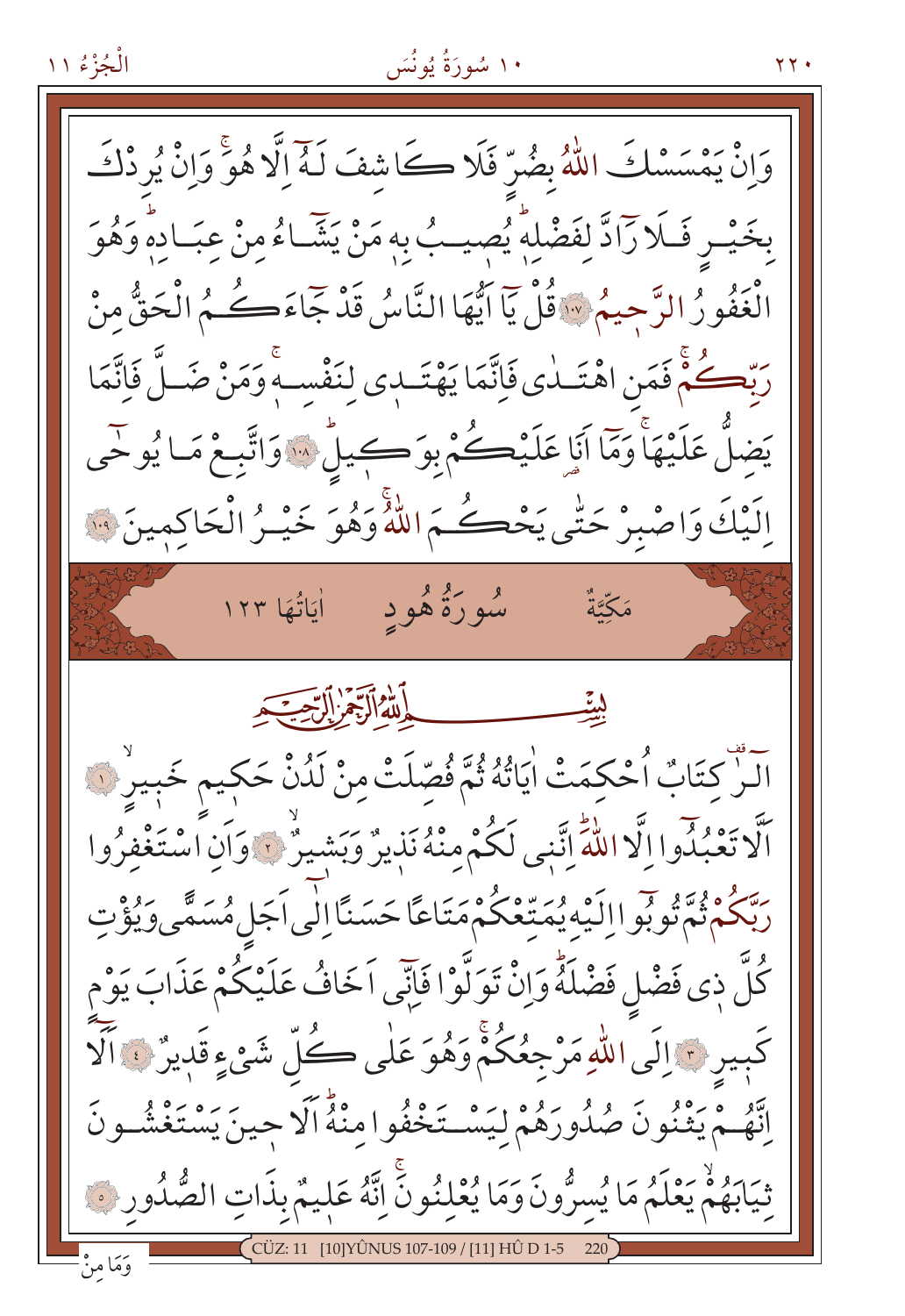وَاِنْ يَمْسَسْكَ اللّٰهُ بِضُرٍّ فَلَا كَاشِفَ لَهُٓ اِلَّا هُوَۚ وَاِنْ يُرِدْكَ بِخَيْرٍ فَلَا رَٓادَّ لِفَضْلِه۪ۜ يُص۪يبُ بِه۪ مَنْ يَشَٓاءُ مِنْ عِبَادِه۪ۜ وَهُوَ الْغَفُورُ الرَّح۪يمُ ﴿١٠٧﴾ قُلْ يَٓا اَيُّهَا النَّاسُ قَدْ جَٓاءَكُمُ الْحَقُّ مِنْ رَبِّكُمْۚ فَمَنِ اهْتَدٰى فَاِنَّمَا يَهْتَد۪ي لِنَفْسِه۪ۚ وَمَنْ ضَلَّ فَاِنَّمَا يَضِلُّ عَلَيْهَاۚ وَمَٓا اَنَا عَلَيْكُمْ بِوَك۪يلٍۜ ﴿١٠٨﴾ وَاتَّبِعْ مَا يُوحٰٓى اِلَيْكَ وَاصْبِرْ حَتّٰى يَحْكُمَ اللّٰهُۚ وَهُوَ خَيْرُ الْحَاكِم۪ينَ ﴿١٠٩﴾

## مَكِّيَّةٌ — سُورَةُ هُودٍ — اٰيَاتُهَا ١٢٣

بِسْمِ اللّٰهِ الرَّحْمٰنِ الرَّح۪يمِ

الٓرٰ كِتَابٌ اُحْكِمَتْ اٰيَاتُهُ ثُمَّ فُصِّلَتْ مِنْ لَدُنْ حَك۪يمٍ خَب۪يرٍۙ ﴿١﴾ اَلَّا تَعْبُدُٓوا اِلَّا اللّٰهَۜ اِنَّن۪ي لَكُمْ مِنْهُ نَذ۪يرٌ وَبَش۪يرٌۙ ﴿٢﴾ وَاَنِ اسْتَغْفِرُوا رَبَّكُمْ ثُمَّ تُوبُٓوا اِلَيْهِ يُمَتِّعْكُمْ مَتَاعًا حَسَنًا اِلٰٓى اَجَلٍ مُسَمًّى وَيُؤْتِ كُلَّ ذ۪ي فَضْلٍ فَضْلَهُۜ وَاِنْ تَوَلَّوْا فَاِنّ۪ٓي اَخَافُ عَلَيْكُمْ عَذَابَ يَوْمٍ كَب۪يرٍ ﴿٣﴾ اِلَى اللّٰهِ مَرْجِعُكُمْۚ وَهُوَ عَلٰى كُلِّ شَيْءٍ قَد۪يرٌ ﴿٤﴾ اَلَٓا اِنَّهُمْ يَثْنُونَ صُدُورَهُمْ لِيَسْتَخْفُوا مِنْهُۜ اَلَا ح۪ينَ يَسْتَغْشُونَ ثِيَابَهُمْۙ يَعْلَمُ مَا يُسِرُّونَ وَمَا يُعْلِنُونَۚ اِنَّهُ عَل۪يمٌ بِذَاتِ الصُّدُورِ ﴿٥﴾